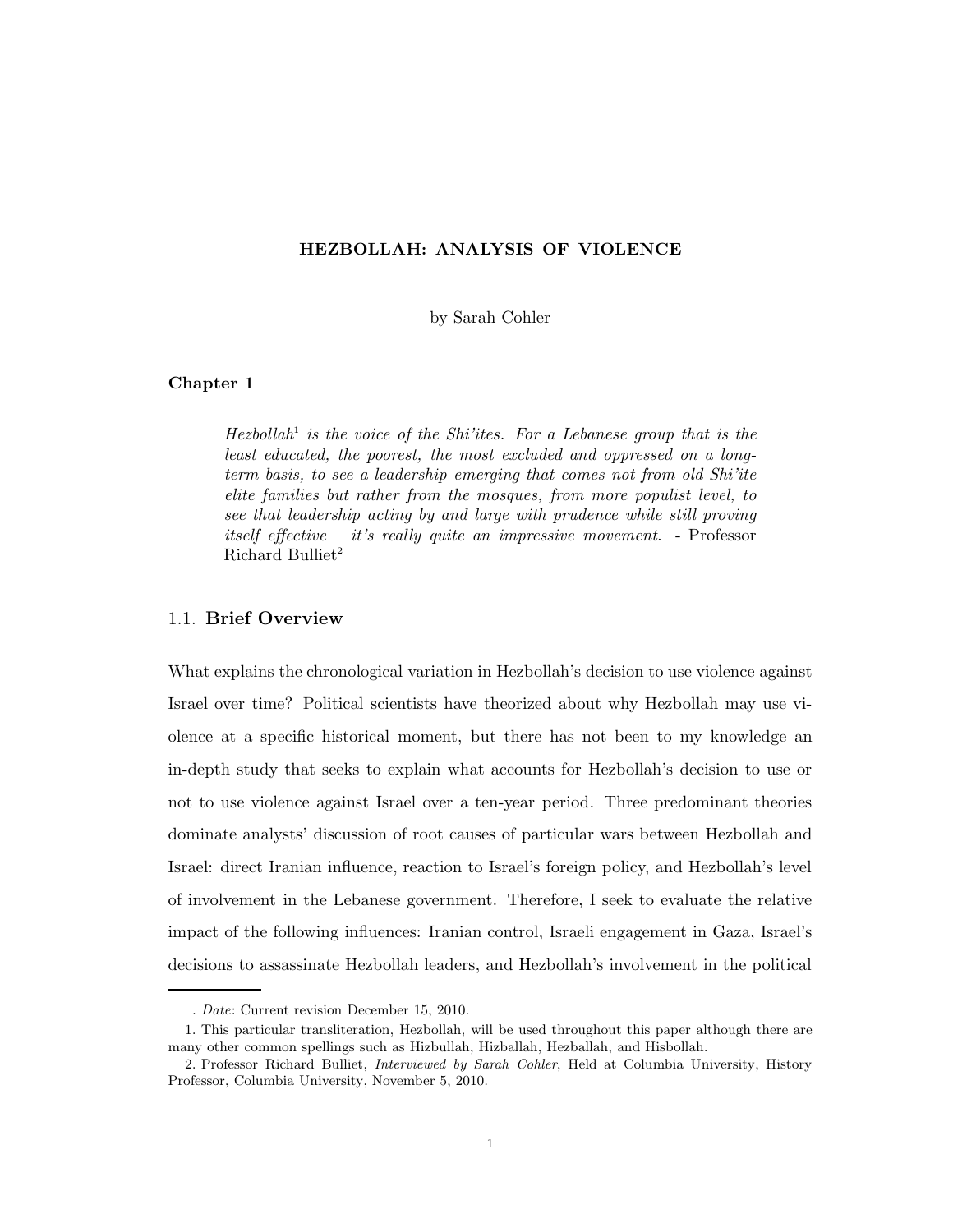# HEZBOLLAH: ANALYSIS OF VIOLENCE

by Sarah Cohler

## Chapter 1

> *Hezbollah*[1] *is the voice of the Shi'ites. For a Lebanese group that is the least educated, the poorest, the most excluded and oppressed on a long-term basis, to see a leadership emerging that comes not from old Shi'ite elite families but rather from the mosques, from more populist level, to see that leadership acting by and large with prudence while still proving itself effective – it's really quite an impressive movement.* - Professor Richard Bulliet[2]

### 1.1. Brief Overview

What explains the chronological variation in Hezbollah's decision to use violence against Israel over time? Political scientists have theorized about why Hezbollah may use violence at a specific historical moment, but there has not been to my knowledge an in-depth study that seeks to explain what accounts for Hezbollah's decision to use or not to use violence against Israel over a ten-year period. Three predominant theories dominate analysts' discussion of root causes of particular wars between Hezbollah and Israel: direct Iranian influence, reaction to Israel's foreign policy, and Hezbollah's level of involvement in the Lebanese government. Therefore, I seek to evaluate the relative impact of the following influences: Iranian control, Israeli engagement in Gaza, Israel's decisions to assassinate Hezbollah leaders, and Hezbollah's involvement in the political

---

. *Date*: Current revision December 15, 2010.

1. This particular transliteration, Hezbollah, will be used throughout this paper although there are many other common spellings such as Hizbullah, Hizballah, Hezballah, and Hisbollah.

2. Professor Richard Bulliet, *Interviewed by Sarah Cohler*, Held at Columbia University, History Professor, Columbia University, November 5, 2010.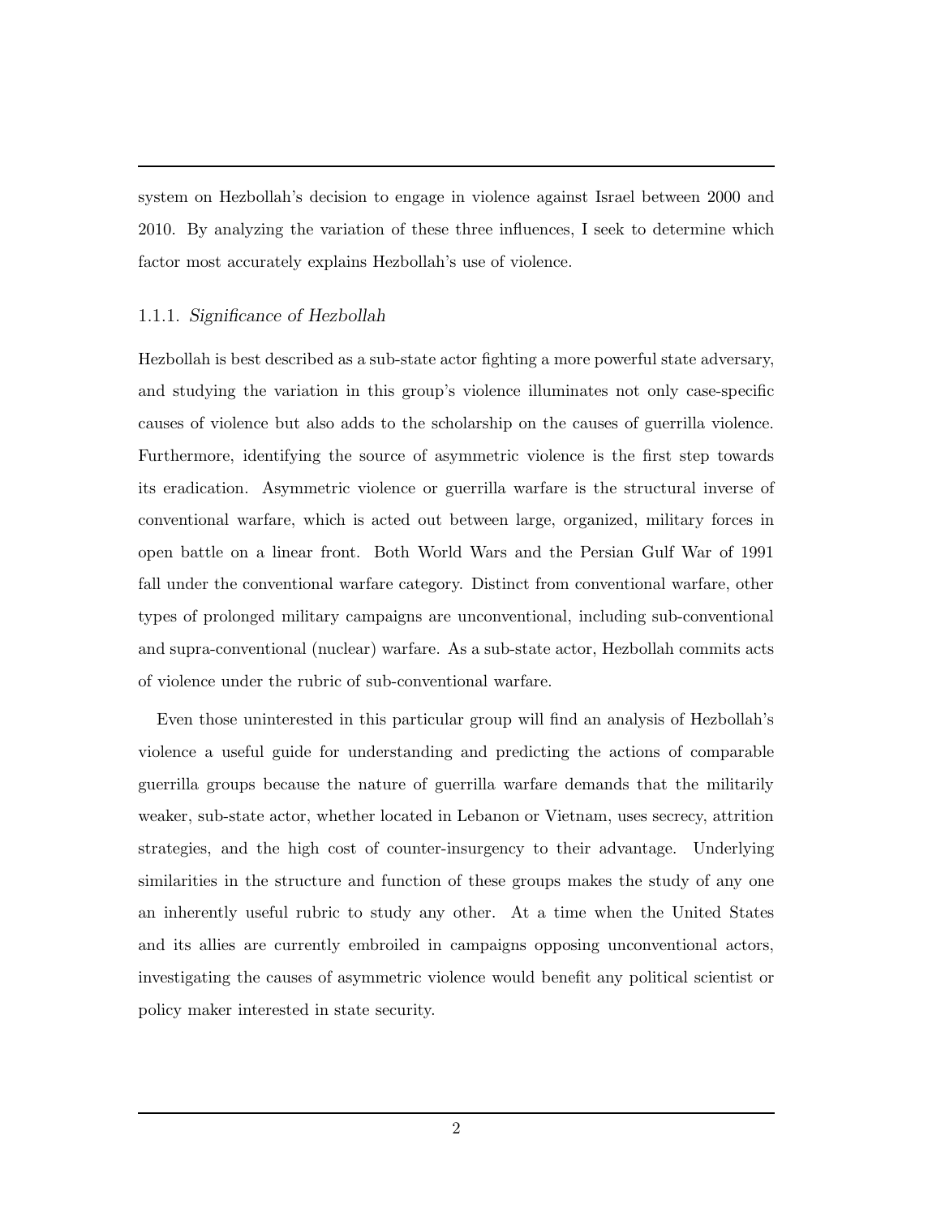system on Hezbollah's decision to engage in violence against Israel between 2000 and 2010. By analyzing the variation of these three influences, I seek to determine which factor most accurately explains Hezbollah's use of violence.

### 1.1.1. *Significance of Hezbollah*

Hezbollah is best described as a sub-state actor fighting a more powerful state adversary, and studying the variation in this group's violence illuminates not only case-specific causes of violence but also adds to the scholarship on the causes of guerrilla violence. Furthermore, identifying the source of asymmetric violence is the first step towards its eradication. Asymmetric violence or guerrilla warfare is the structural inverse of conventional warfare, which is acted out between large, organized, military forces in open battle on a linear front. Both World Wars and the Persian Gulf War of 1991 fall under the conventional warfare category. Distinct from conventional warfare, other types of prolonged military campaigns are unconventional, including sub-conventional and supra-conventional (nuclear) warfare. As a sub-state actor, Hezbollah commits acts of violence under the rubric of sub-conventional warfare.

Even those uninterested in this particular group will find an analysis of Hezbollah's violence a useful guide for understanding and predicting the actions of comparable guerrilla groups because the nature of guerrilla warfare demands that the militarily weaker, sub-state actor, whether located in Lebanon or Vietnam, uses secrecy, attrition strategies, and the high cost of counter-insurgency to their advantage. Underlying similarities in the structure and function of these groups makes the study of any one an inherently useful rubric to study any other. At a time when the United States and its allies are currently embroiled in campaigns opposing unconventional actors, investigating the causes of asymmetric violence would benefit any political scientist or policy maker interested in state security.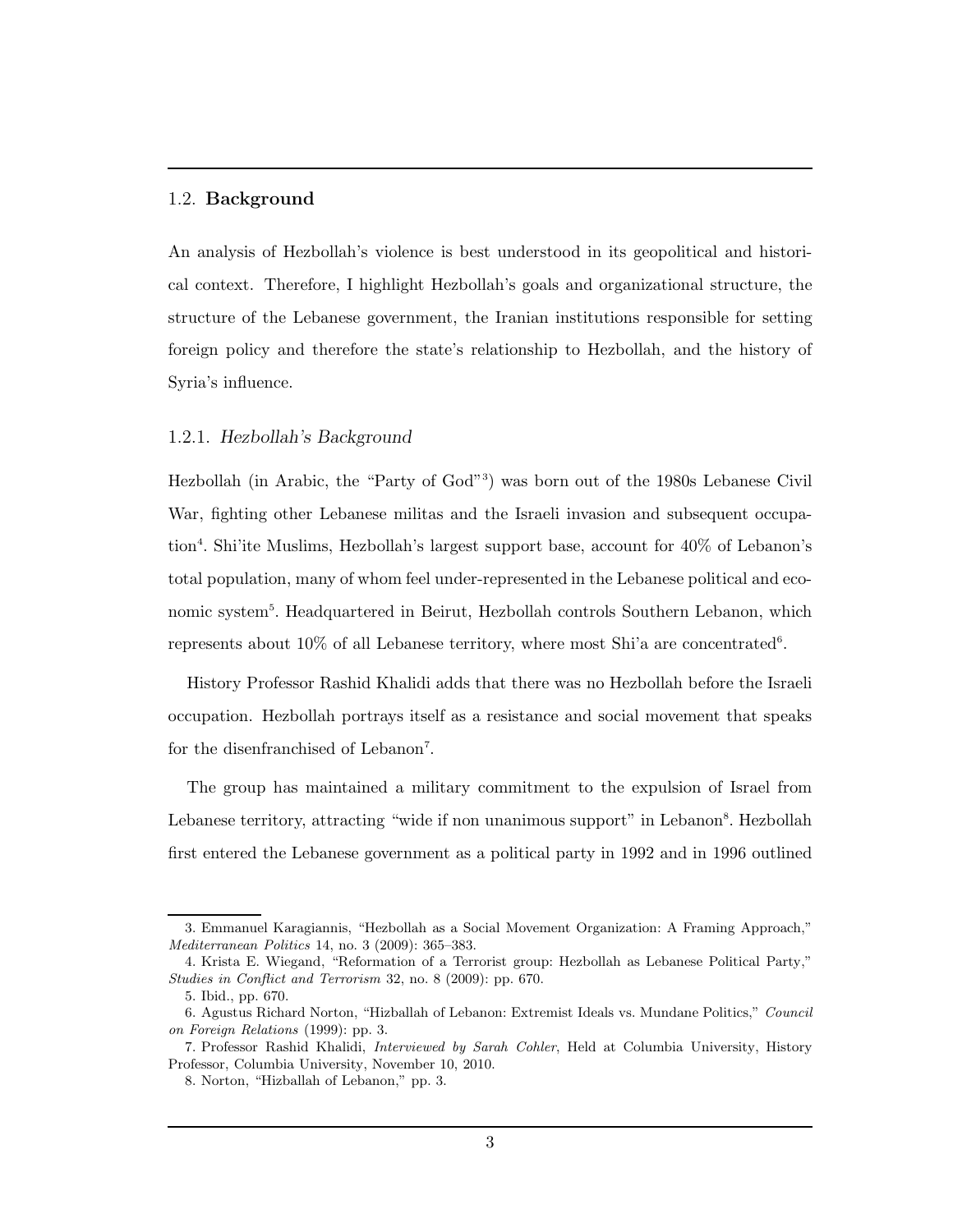## 1.2. **Background**

An analysis of Hezbollah's violence is best understood in its geopolitical and historical context. Therefore, I highlight Hezbollah's goals and organizational structure, the structure of the Lebanese government, the Iranian institutions responsible for setting foreign policy and therefore the state's relationship to Hezbollah, and the history of Syria's influence.

### 1.2.1. *Hezbollah's Background*

Hezbollah (in Arabic, the "Party of God"[3]) was born out of the 1980s Lebanese Civil War, fighting other Lebanese militas and the Israeli invasion and subsequent occupation[4]. Shi'ite Muslims, Hezbollah's largest support base, account for 40% of Lebanon's total population, many of whom feel under-represented in the Lebanese political and economic system[5]. Headquartered in Beirut, Hezbollah controls Southern Lebanon, which represents about 10% of all Lebanese territory, where most Shi'a are concentrated[6].

History Professor Rashid Khalidi adds that there was no Hezbollah before the Israeli occupation. Hezbollah portrays itself as a resistance and social movement that speaks for the disenfranchised of Lebanon[7].

The group has maintained a military commitment to the expulsion of Israel from Lebanese territory, attracting "wide if non unanimous support" in Lebanon[8]. Hezbollah first entered the Lebanese government as a political party in 1992 and in 1996 outlined

---

3. Emmanuel Karagiannis, "Hezbollah as a Social Movement Organization: A Framing Approach," *Mediterranean Politics* 14, no. 3 (2009): 365–383.

4. Krista E. Wiegand, "Reformation of a Terrorist group: Hezbollah as Lebanese Political Party," *Studies in Conflict and Terrorism* 32, no. 8 (2009): pp. 670.

5. Ibid., pp. 670.

6. Agustus Richard Norton, "Hizballah of Lebanon: Extremist Ideals vs. Mundane Politics," *Council on Foreign Relations* (1999): pp. 3.

7. Professor Rashid Khalidi, *Interviewed by Sarah Cohler*, Held at Columbia University, History Professor, Columbia University, November 10, 2010.

8. Norton, "Hizballah of Lebanon," pp. 3.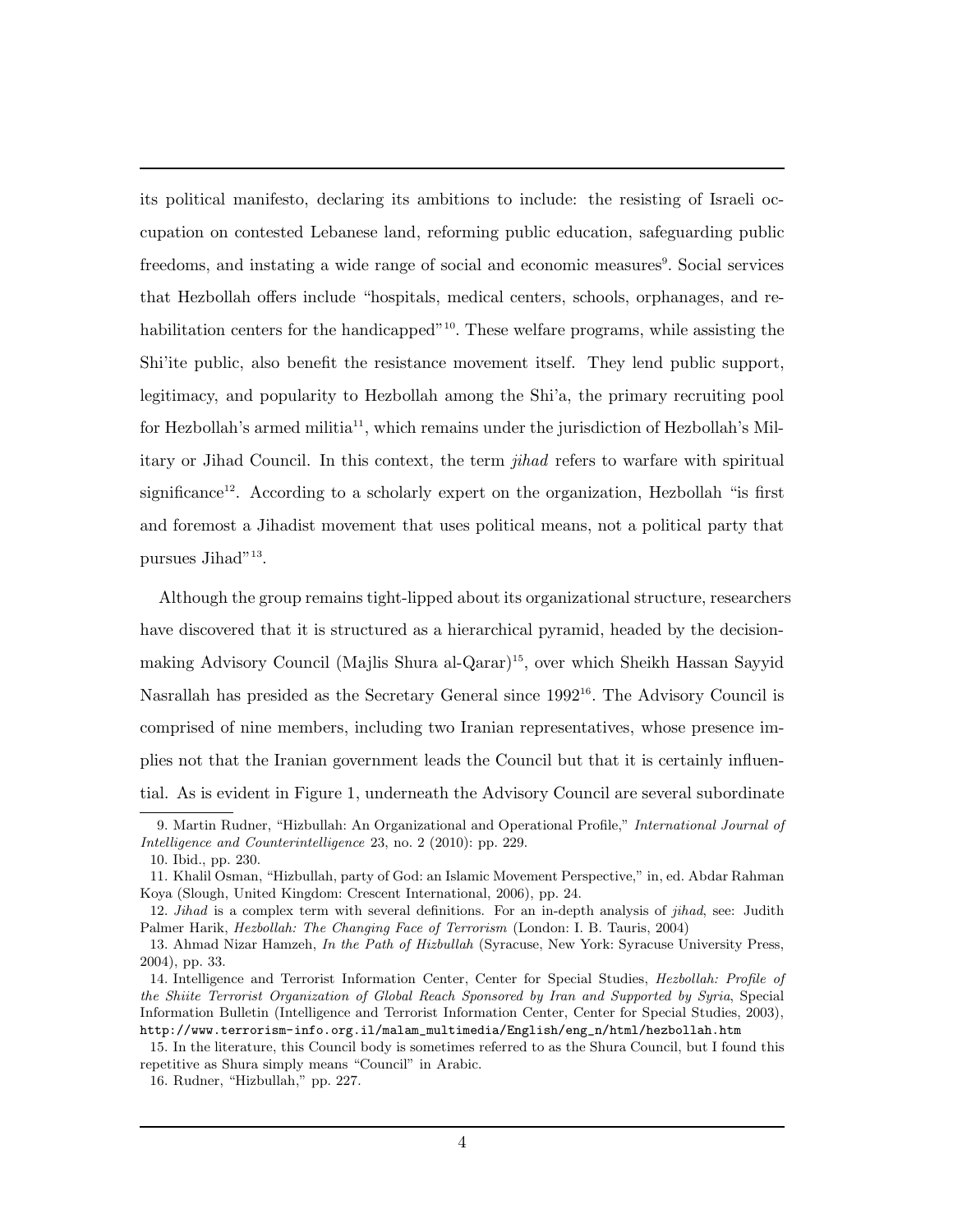its political manifesto, declaring its ambitions to include: the resisting of Israeli occupation on contested Lebanese land, reforming public education, safeguarding public freedoms, and instating a wide range of social and economic measures[9]. Social services that Hezbollah offers include "hospitals, medical centers, schools, orphanages, and rehabilitation centers for the handicapped"[10]. These welfare programs, while assisting the Shi'ite public, also benefit the resistance movement itself. They lend public support, legitimacy, and popularity to Hezbollah among the Shi'a, the primary recruiting pool for Hezbollah's armed militia[11], which remains under the jurisdiction of Hezbollah's Military or Jihad Council. In this context, the term *jihad* refers to warfare with spiritual significance[12]. According to a scholarly expert on the organization, Hezbollah "is first and foremost a Jihadist movement that uses political means, not a political party that pursues Jihad"[13].

Although the group remains tight-lipped about its organizational structure, researchers have discovered that it is structured as a hierarchical pyramid, headed by the decision-making Advisory Council (Majlis Shura al-Qarar)[15], over which Sheikh Hassan Sayyid Nasrallah has presided as the Secretary General since 1992[16]. The Advisory Council is comprised of nine members, including two Iranian representatives, whose presence implies not that the Iranian government leads the Council but that it is certainly influential. As is evident in Figure 1, underneath the Advisory Council are several subordinate

---

9. Martin Rudner, "Hizbullah: An Organizational and Operational Profile," *International Journal of Intelligence and Counterintelligence* 23, no. 2 (2010): pp. 229.

10. Ibid., pp. 230.

11. Khalil Osman, "Hizbullah, party of God: an Islamic Movement Perspective," in, ed. Abdar Rahman Koya (Slough, United Kingdom: Crescent International, 2006), pp. 24.

12. *Jihad* is a complex term with several definitions. For an in-depth analysis of *jihad*, see: Judith Palmer Harik, *Hezbollah: The Changing Face of Terrorism* (London: I. B. Tauris, 2004)

13. Ahmad Nizar Hamzeh, *In the Path of Hizbullah* (Syracuse, New York: Syracuse University Press, 2004), pp. 33.

14. Intelligence and Terrorist Information Center, Center for Special Studies, *Hezbollah: Profile of the Shiite Terrorist Organization of Global Reach Sponsored by Iran and Supported by Syria*, Special Information Bulletin (Intelligence and Terrorist Information Center, Center for Special Studies, 2003), http://www.terrorism-info.org.il/malam_multimedia/English/eng_n/html/hezbollah.htm

15. In the literature, this Council body is sometimes referred to as the Shura Council, but I found this repetitive as Shura simply means "Council" in Arabic.

16. Rudner, "Hizbullah," pp. 227.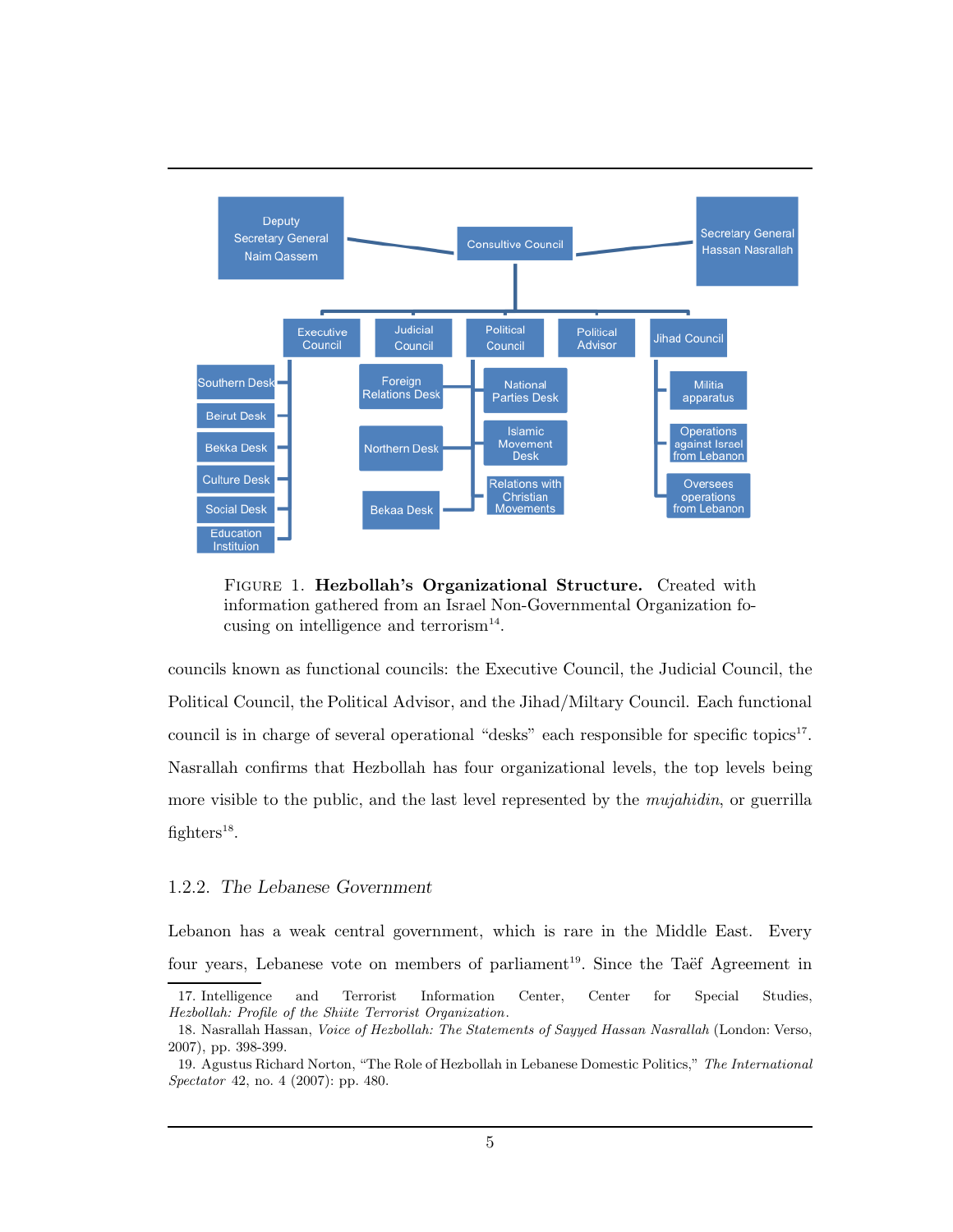Deputy Secretary General Naim Qassem

Consultive Council

Secretary General Hassan Nasrallah

Executive Council | Judicial Council | Political Council | Political Advisor | Jihad Council

Southern Desk
Beirut Desk
Bekka Desk
Culture Desk
Social Desk
Education Instituion

Foreign Relations Desk
Northern Desk
Bekaa Desk

National Parties Desk
Islamic Movement Desk
Relations with Christian Movements

Militia apparatus
Operations against Israel from Lebanon
Oversees operations from Lebanon

FIGURE 1. **Hezbollah's Organizational Structure.** Created with information gathered from an Israel Non-Governmental Organization focusing on intelligence and terrorism[14].

councils known as functional councils: the Executive Council, the Judicial Council, the Political Council, the Political Advisor, and the Jihad/Miltary Council. Each functional council is in charge of several operational "desks" each responsible for specific topics[17]. Nasrallah confirms that Hezbollah has four organizational levels, the top levels being more visible to the public, and the last level represented by the *mujahidin*, or guerrilla fighters[18].

### 1.2.2. *The Lebanese Government*

Lebanon has a weak central government, which is rare in the Middle East. Every four years, Lebanese vote on members of parliament[19]. Since the Taëf Agreement in

---

17. Intelligence and Terrorist Information Center, Center for Special Studies, *Hezbollah: Profile of the Shiite Terrorist Organization*.

18. Nasrallah Hassan, *Voice of Hezbollah: The Statements of Sayyed Hassan Nasrallah* (London: Verso, 2007), pp. 398-399.

19. Agustus Richard Norton, "The Role of Hezbollah in Lebanese Domestic Politics," *The International Spectator* 42, no. 4 (2007): pp. 480.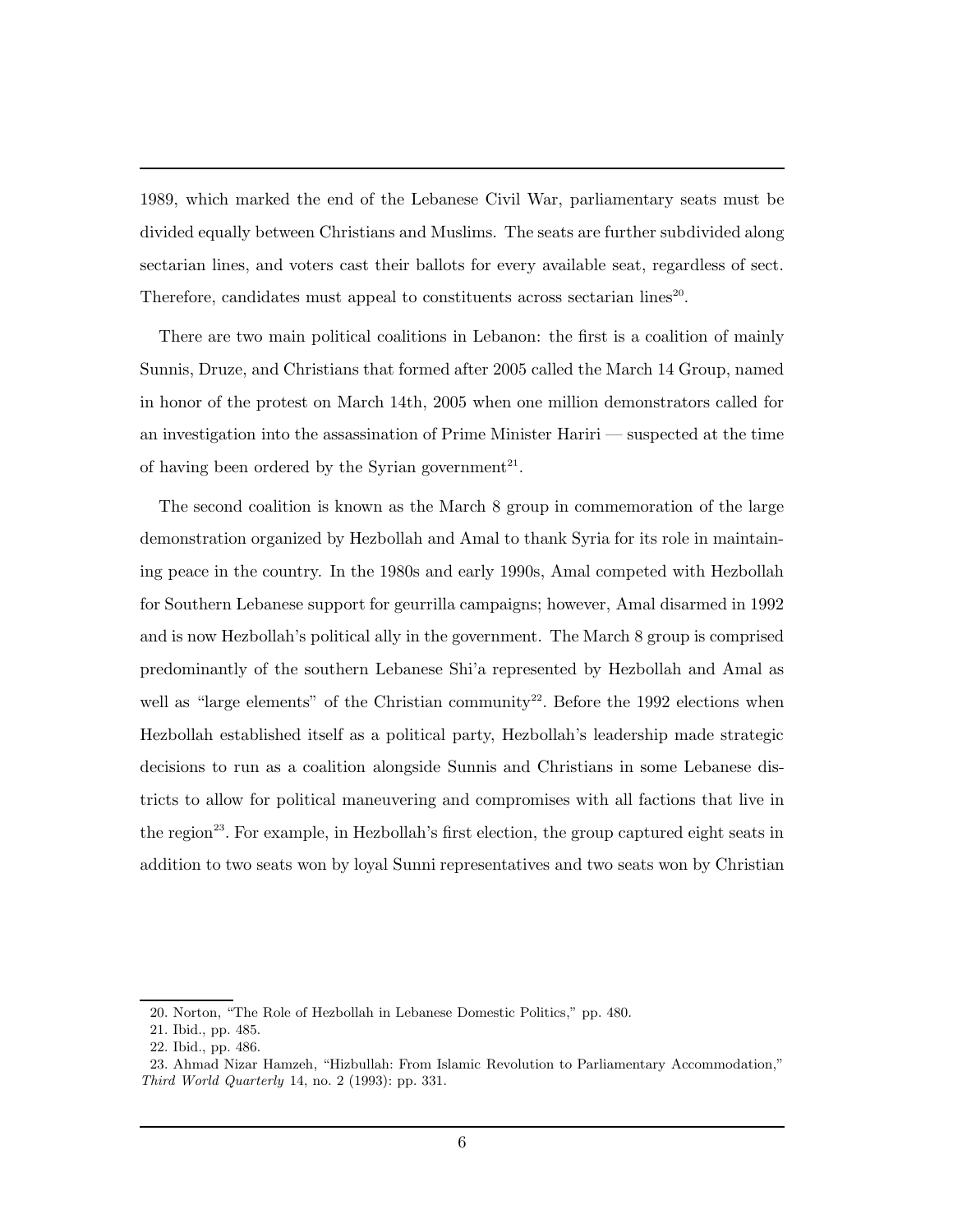1989, which marked the end of the Lebanese Civil War, parliamentary seats must be divided equally between Christians and Muslims. The seats are further subdivided along sectarian lines, and voters cast their ballots for every available seat, regardless of sect. Therefore, candidates must appeal to constituents across sectarian lines[20].

There are two main political coalitions in Lebanon: the first is a coalition of mainly Sunnis, Druze, and Christians that formed after 2005 called the March 14 Group, named in honor of the protest on March 14th, 2005 when one million demonstrators called for an investigation into the assassination of Prime Minister Hariri — suspected at the time of having been ordered by the Syrian government[21].

The second coalition is known as the March 8 group in commemoration of the large demonstration organized by Hezbollah and Amal to thank Syria for its role in maintaining peace in the country. In the 1980s and early 1990s, Amal competed with Hezbollah for Southern Lebanese support for geurrilla campaigns; however, Amal disarmed in 1992 and is now Hezbollah's political ally in the government. The March 8 group is comprised predominantly of the southern Lebanese Shi'a represented by Hezbollah and Amal as well as "large elements" of the Christian community[22]. Before the 1992 elections when Hezbollah established itself as a political party, Hezbollah's leadership made strategic decisions to run as a coalition alongside Sunnis and Christians in some Lebanese districts to allow for political maneuvering and compromises with all factions that live in the region[23]. For example, in Hezbollah's first election, the group captured eight seats in addition to two seats won by loyal Sunni representatives and two seats won by Christian

---

20. Norton, "The Role of Hezbollah in Lebanese Domestic Politics," pp. 480.
21. Ibid., pp. 485.
22. Ibid., pp. 486.
23. Ahmad Nizar Hamzeh, "Hizbullah: From Islamic Revolution to Parliamentary Accommodation," *Third World Quarterly* 14, no. 2 (1993): pp. 331.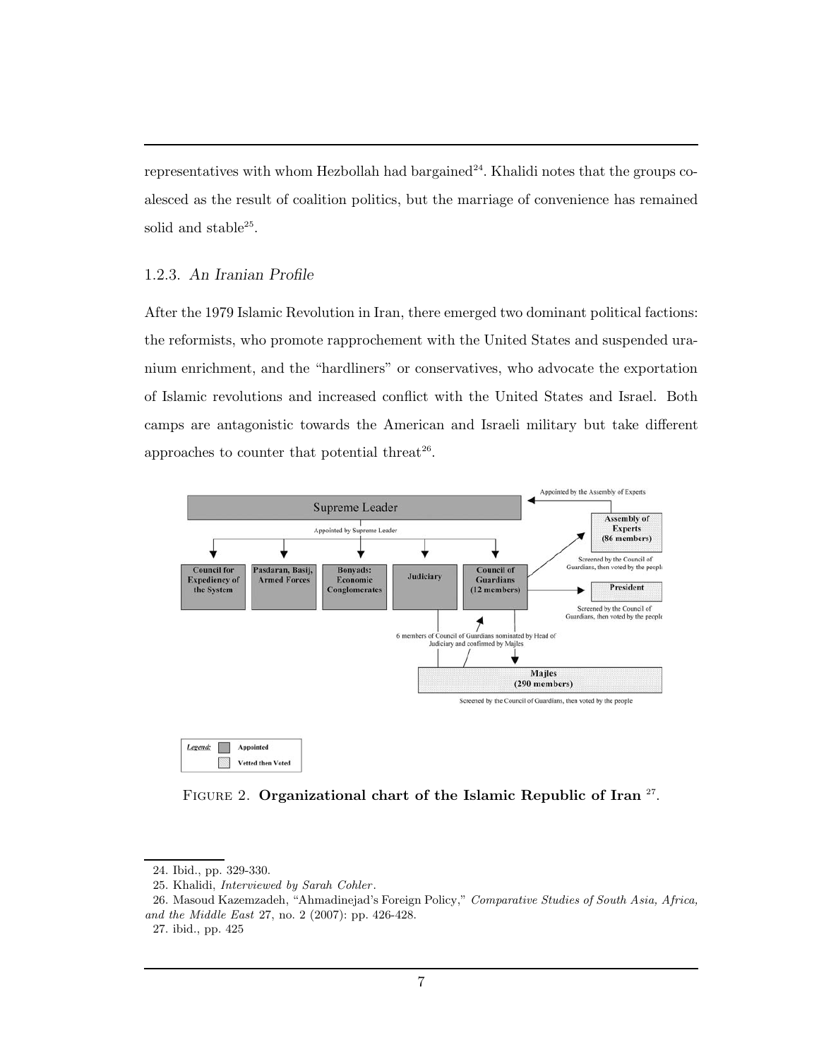representatives with whom Hezbollah had bargained[24]. Khalidi notes that the groups coalesced as the result of coalition politics, but the marriage of convenience has remained solid and stable[25].

### 1.2.3. *An Iranian Profile*

After the 1979 Islamic Revolution in Iran, there emerged two dominant political factions: the reformists, who promote rapprochement with the United States and suspended uranium enrichment, and the "hardliners" or conservatives, who advocate the exportation of Islamic revolutions and increased conflict with the United States and Israel. Both camps are antagonistic towards the American and Israeli military but take different approaches to counter that potential threat[26].

FIGURE 2. **Organizational chart of the Islamic Republic of Iran** [27].

---

24. Ibid., pp. 329-330.
25. Khalidi, *Interviewed by Sarah Cohler*.
26. Masoud Kazemzadeh, "Ahmadinejad's Foreign Policy," *Comparative Studies of South Asia, Africa, and the Middle East* 27, no. 2 (2007): pp. 426-428.
27. ibid., pp. 425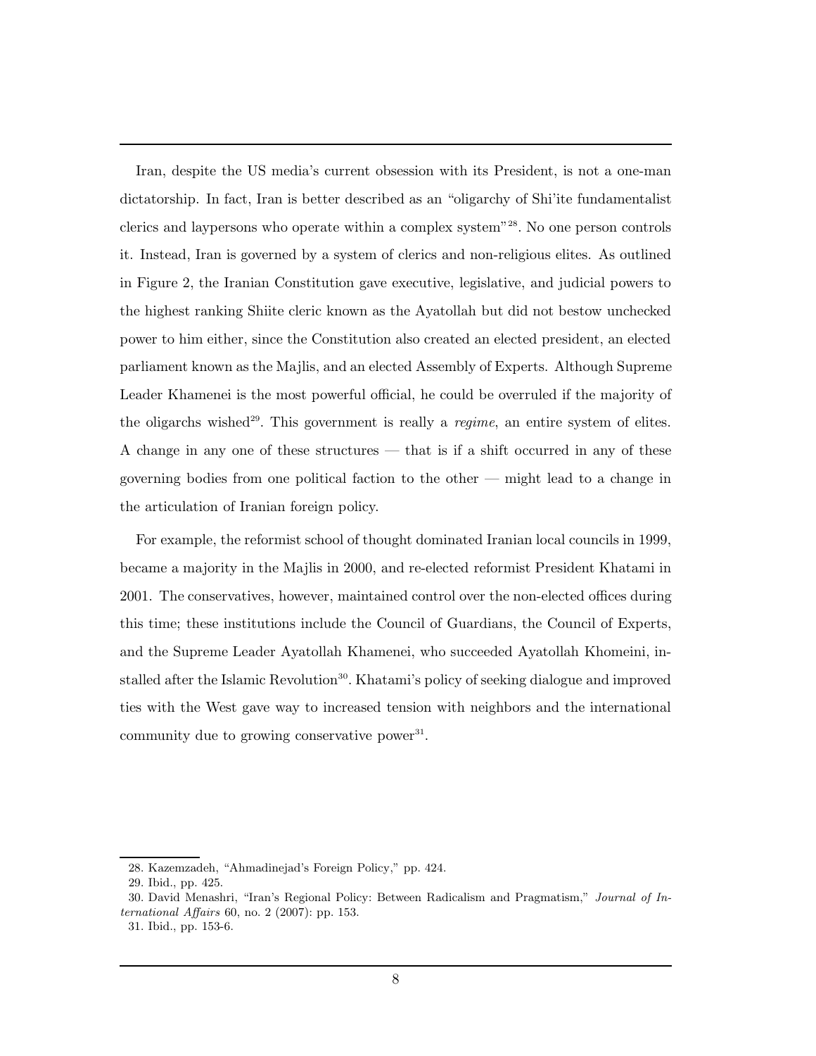Iran, despite the US media's current obsession with its President, is not a one-man dictatorship. In fact, Iran is better described as an "oligarchy of Shi'ite fundamentalist clerics and laypersons who operate within a complex system"[28]. No one person controls it. Instead, Iran is governed by a system of clerics and non-religious elites. As outlined in Figure 2, the Iranian Constitution gave executive, legislative, and judicial powers to the highest ranking Shiite cleric known as the Ayatollah but did not bestow unchecked power to him either, since the Constitution also created an elected president, an elected parliament known as the Majlis, and an elected Assembly of Experts. Although Supreme Leader Khamenei is the most powerful official, he could be overruled if the majority of the oligarchs wished[29]. This government is really a *regime*, an entire system of elites. A change in any one of these structures — that is if a shift occurred in any of these governing bodies from one political faction to the other — might lead to a change in the articulation of Iranian foreign policy.

For example, the reformist school of thought dominated Iranian local councils in 1999, became a majority in the Majlis in 2000, and re-elected reformist President Khatami in 2001. The conservatives, however, maintained control over the non-elected offices during this time; these institutions include the Council of Guardians, the Council of Experts, and the Supreme Leader Ayatollah Khamenei, who succeeded Ayatollah Khomeini, installed after the Islamic Revolution[30]. Khatami's policy of seeking dialogue and improved ties with the West gave way to increased tension with neighbors and the international community due to growing conservative power[31].

28. Kazemzadeh, "Ahmadinejad's Foreign Policy," pp. 424.
29. Ibid., pp. 425.
30. David Menashri, "Iran's Regional Policy: Between Radicalism and Pragmatism," *Journal of International Affairs* 60, no. 2 (2007): pp. 153.
31. Ibid., pp. 153-6.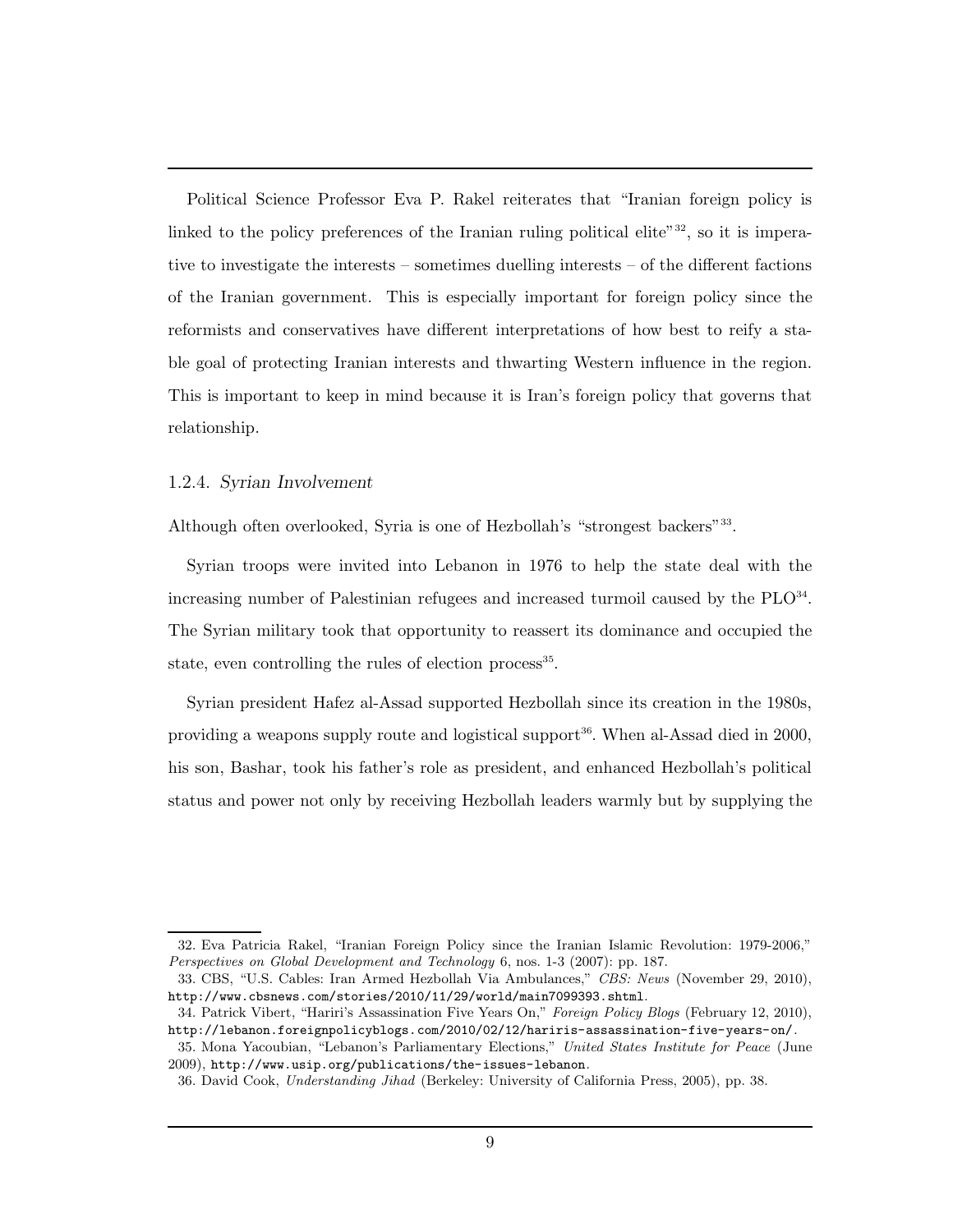Political Science Professor Eva P. Rakel reiterates that "Iranian foreign policy is linked to the policy preferences of the Iranian ruling political elite"[32], so it is imperative to investigate the interests – sometimes duelling interests – of the different factions of the Iranian government. This is especially important for foreign policy since the reformists and conservatives have different interpretations of how best to reify a stable goal of protecting Iranian interests and thwarting Western influence in the region. This is important to keep in mind because it is Iran's foreign policy that governs that relationship.

#### 1.2.4. *Syrian Involvement*

Although often overlooked, Syria is one of Hezbollah's "strongest backers"[33].

Syrian troops were invited into Lebanon in 1976 to help the state deal with the increasing number of Palestinian refugees and increased turmoil caused by the PLO[34]. The Syrian military took that opportunity to reassert its dominance and occupied the state, even controlling the rules of election process[35].

Syrian president Hafez al-Assad supported Hezbollah since its creation in the 1980s, providing a weapons supply route and logistical support[36]. When al-Assad died in 2000, his son, Bashar, took his father's role as president, and enhanced Hezbollah's political status and power not only by receiving Hezbollah leaders warmly but by supplying the

32. Eva Patricia Rakel, "Iranian Foreign Policy since the Iranian Islamic Revolution: 1979-2006," *Perspectives on Global Development and Technology* 6, nos. 1-3 (2007): pp. 187.

33. CBS, "U.S. Cables: Iran Armed Hezbollah Via Ambulances," *CBS: News* (November 29, 2010), http://www.cbsnews.com/stories/2010/11/29/world/main7099393.shtml.

34. Patrick Vibert, "Hariri's Assassination Five Years On," *Foreign Policy Blogs* (February 12, 2010), http://lebanon.foreignpolicyblogs.com/2010/02/12/hariris-assassination-five-years-on/.

35. Mona Yacoubian, "Lebanon's Parliamentary Elections," *United States Institute for Peace* (June 2009), http://www.usip.org/publications/the-issues-lebanon.

36. David Cook, *Understanding Jihad* (Berkeley: University of California Press, 2005), pp. 38.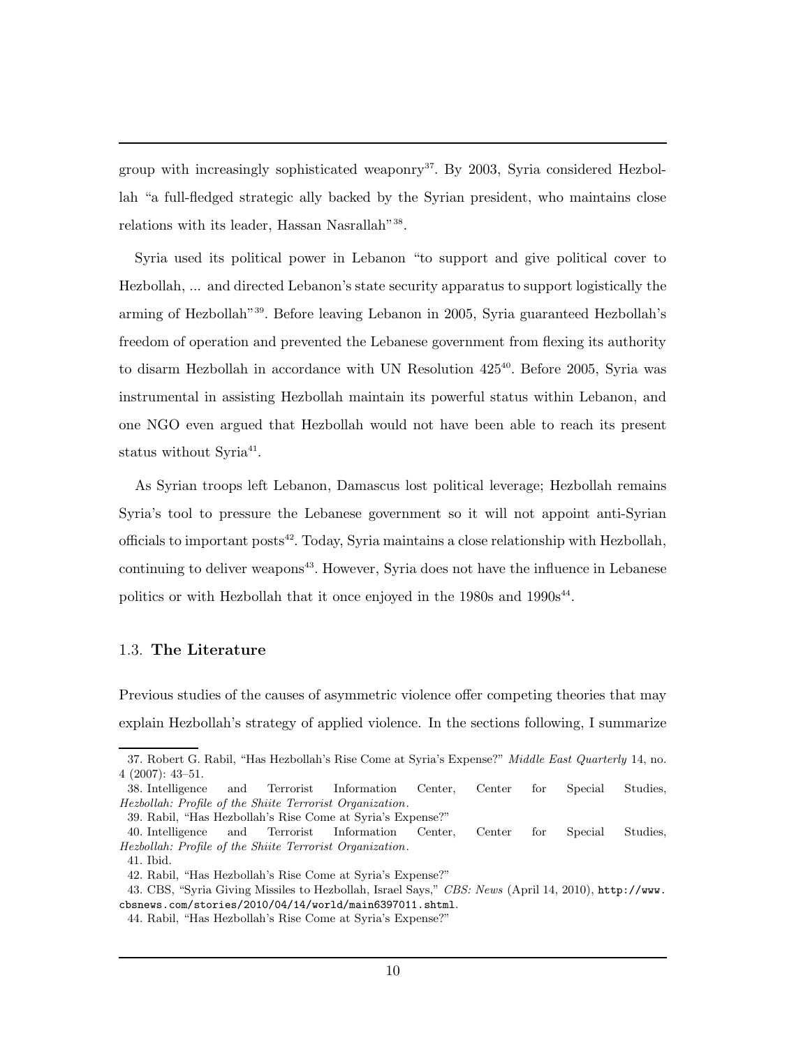group with increasingly sophisticated weaponry[37]. By 2003, Syria considered Hezbollah "a full-fledged strategic ally backed by the Syrian president, who maintains close relations with its leader, Hassan Nasrallah"[38].

Syria used its political power in Lebanon "to support and give political cover to Hezbollah, ... and directed Lebanon's state security apparatus to support logistically the arming of Hezbollah"[39]. Before leaving Lebanon in 2005, Syria guaranteed Hezbollah's freedom of operation and prevented the Lebanese government from flexing its authority to disarm Hezbollah in accordance with UN Resolution 425[40]. Before 2005, Syria was instrumental in assisting Hezbollah maintain its powerful status within Lebanon, and one NGO even argued that Hezbollah would not have been able to reach its present status without Syria[41].

As Syrian troops left Lebanon, Damascus lost political leverage; Hezbollah remains Syria's tool to pressure the Lebanese government so it will not appoint anti-Syrian officials to important posts[42]. Today, Syria maintains a close relationship with Hezbollah, continuing to deliver weapons[43]. However, Syria does not have the influence in Lebanese politics or with Hezbollah that it once enjoyed in the 1980s and 1990s[44].

### 1.3. **The Literature**

Previous studies of the causes of asymmetric violence offer competing theories that may explain Hezbollah's strategy of applied violence. In the sections following, I summarize

---

37. Robert G. Rabil, "Has Hezbollah's Rise Come at Syria's Expense?" *Middle East Quarterly* 14, no. 4 (2007): 43–51.
38. Intelligence and Terrorist Information Center, Center for Special Studies, *Hezbollah: Profile of the Shiite Terrorist Organization*.
39. Rabil, "Has Hezbollah's Rise Come at Syria's Expense?"
40. Intelligence and Terrorist Information Center, Center for Special Studies, *Hezbollah: Profile of the Shiite Terrorist Organization*.
41. Ibid.
42. Rabil, "Has Hezbollah's Rise Come at Syria's Expense?"
43. CBS, "Syria Giving Missiles to Hezbollah, Israel Says," *CBS: News* (April 14, 2010), http://www.cbsnews.com/stories/2010/04/14/world/main6397011.shtml.
44. Rabil, "Has Hezbollah's Rise Come at Syria's Expense?"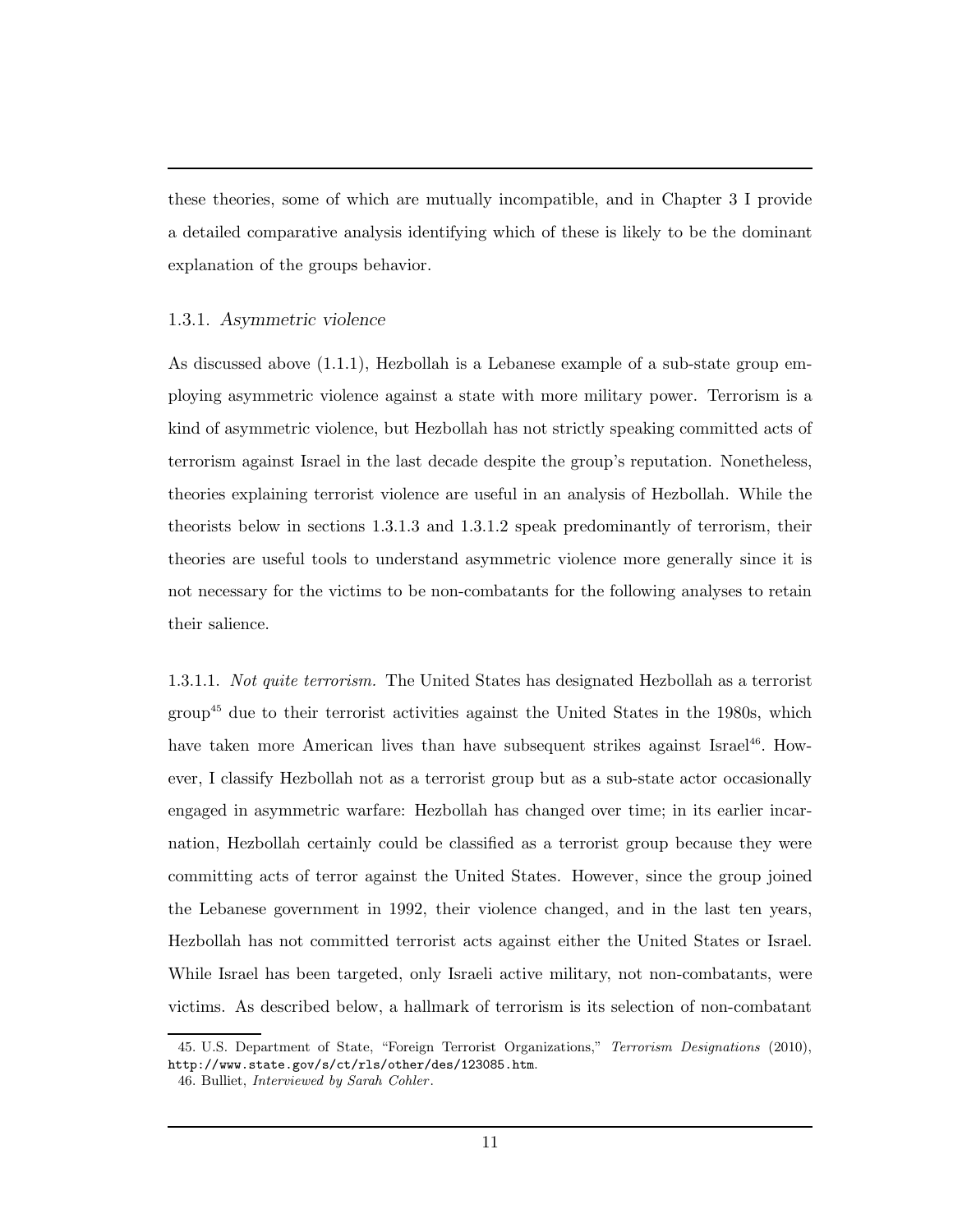these theories, some of which are mutually incompatible, and in Chapter 3 I provide a detailed comparative analysis identifying which of these is likely to be the dominant explanation of the groups behavior.

### 1.3.1. *Asymmetric violence*

As discussed above (1.1.1), Hezbollah is a Lebanese example of a sub-state group employing asymmetric violence against a state with more military power. Terrorism is a kind of asymmetric violence, but Hezbollah has not strictly speaking committed acts of terrorism against Israel in the last decade despite the group's reputation. Nonetheless, theories explaining terrorist violence are useful in an analysis of Hezbollah. While the theorists below in sections 1.3.1.3 and 1.3.1.2 speak predominantly of terrorism, their theories are useful tools to understand asymmetric violence more generally since it is not necessary for the victims to be non-combatants for the following analyses to retain their salience.

1.3.1.1. *Not quite terrorism.* The United States has designated Hezbollah as a terrorist group[45] due to their terrorist activities against the United States in the 1980s, which have taken more American lives than have subsequent strikes against Israel[46]. However, I classify Hezbollah not as a terrorist group but as a sub-state actor occasionally engaged in asymmetric warfare: Hezbollah has changed over time; in its earlier incarnation, Hezbollah certainly could be classified as a terrorist group because they were committing acts of terror against the United States. However, since the group joined the Lebanese government in 1992, their violence changed, and in the last ten years, Hezbollah has not committed terrorist acts against either the United States or Israel. While Israel has been targeted, only Israeli active military, not non-combatants, were victims. As described below, a hallmark of terrorism is its selection of non-combatant

45. U.S. Department of State, "Foreign Terrorist Organizations," *Terrorism Designations* (2010), http://www.state.gov/s/ct/rls/other/des/123085.htm.

46. Bulliet, *Interviewed by Sarah Cohler*.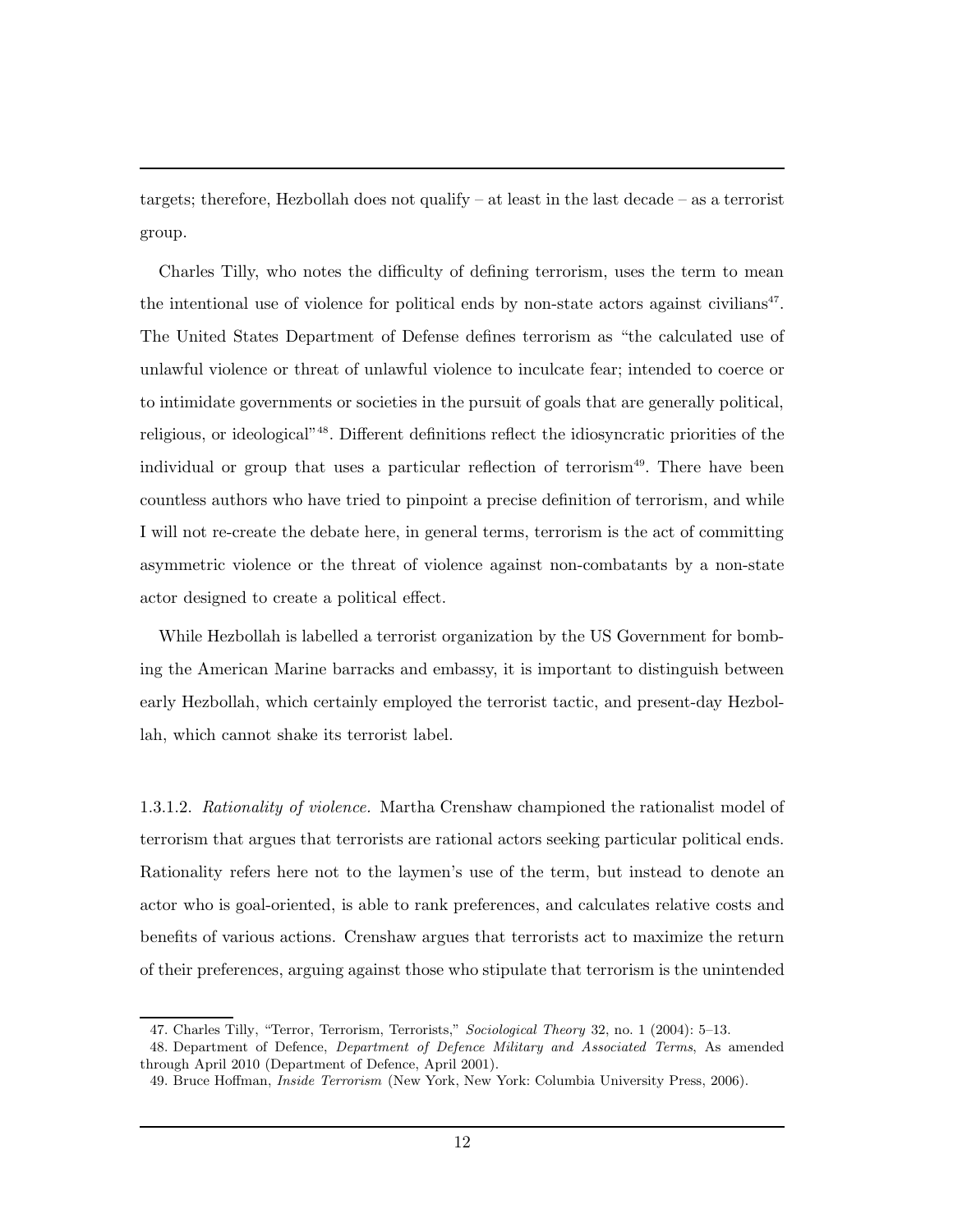targets; therefore, Hezbollah does not qualify – at least in the last decade – as a terrorist group.

Charles Tilly, who notes the difficulty of defining terrorism, uses the term to mean the intentional use of violence for political ends by non-state actors against civilians[47]. The United States Department of Defense defines terrorism as "the calculated use of unlawful violence or threat of unlawful violence to inculcate fear; intended to coerce or to intimidate governments or societies in the pursuit of goals that are generally political, religious, or ideological"[48]. Different definitions reflect the idiosyncratic priorities of the individual or group that uses a particular reflection of terrorism[49]. There have been countless authors who have tried to pinpoint a precise definition of terrorism, and while I will not re-create the debate here, in general terms, terrorism is the act of committing asymmetric violence or the threat of violence against non-combatants by a non-state actor designed to create a political effect.

While Hezbollah is labelled a terrorist organization by the US Government for bombing the American Marine barracks and embassy, it is important to distinguish between early Hezbollah, which certainly employed the terrorist tactic, and present-day Hezbollah, which cannot shake its terrorist label.

1.3.1.2. *Rationality of violence.* Martha Crenshaw championed the rationalist model of terrorism that argues that terrorists are rational actors seeking particular political ends. Rationality refers here not to the laymen's use of the term, but instead to denote an actor who is goal-oriented, is able to rank preferences, and calculates relative costs and benefits of various actions. Crenshaw argues that terrorists act to maximize the return of their preferences, arguing against those who stipulate that terrorism is the unintended

47. Charles Tilly, "Terror, Terrorism, Terrorists," *Sociological Theory* 32, no. 1 (2004): 5–13.

48. Department of Defence, *Department of Defence Military and Associated Terms*, As amended through April 2010 (Department of Defence, April 2001).

49. Bruce Hoffman, *Inside Terrorism* (New York, New York: Columbia University Press, 2006).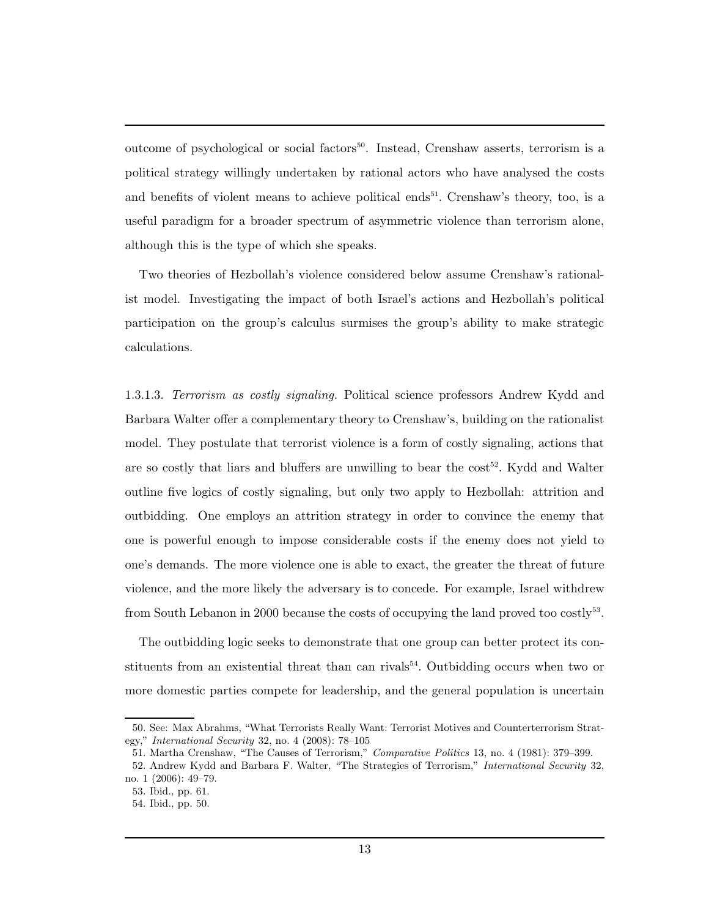outcome of psychological or social factors[50]. Instead, Crenshaw asserts, terrorism is a political strategy willingly undertaken by rational actors who have analysed the costs and benefits of violent means to achieve political ends[51]. Crenshaw's theory, too, is a useful paradigm for a broader spectrum of asymmetric violence than terrorism alone, although this is the type of which she speaks.

Two theories of Hezbollah's violence considered below assume Crenshaw's rationalist model. Investigating the impact of both Israel's actions and Hezbollah's political participation on the group's calculus surmises the group's ability to make strategic calculations.

1.3.1.3. *Terrorism as costly signaling.* Political science professors Andrew Kydd and Barbara Walter offer a complementary theory to Crenshaw's, building on the rationalist model. They postulate that terrorist violence is a form of costly signaling, actions that are so costly that liars and bluffers are unwilling to bear the cost[52]. Kydd and Walter outline five logics of costly signaling, but only two apply to Hezbollah: attrition and outbidding. One employs an attrition strategy in order to convince the enemy that one is powerful enough to impose considerable costs if the enemy does not yield to one's demands. The more violence one is able to exact, the greater the threat of future violence, and the more likely the adversary is to concede. For example, Israel withdrew from South Lebanon in 2000 because the costs of occupying the land proved too costly[53].

The outbidding logic seeks to demonstrate that one group can better protect its constituents from an existential threat than can rivals[54]. Outbidding occurs when two or more domestic parties compete for leadership, and the general population is uncertain

50. See: Max Abrahms, "What Terrorists Really Want: Terrorist Motives and Counterterrorism Strategy," *International Security* 32, no. 4 (2008): 78–105

51. Martha Crenshaw, "The Causes of Terrorism," *Comparative Politics* 13, no. 4 (1981): 379–399.

52. Andrew Kydd and Barbara F. Walter, "The Strategies of Terrorism," *International Security* 32, no. 1 (2006): 49–79.

53. Ibid., pp. 61.

54. Ibid., pp. 50.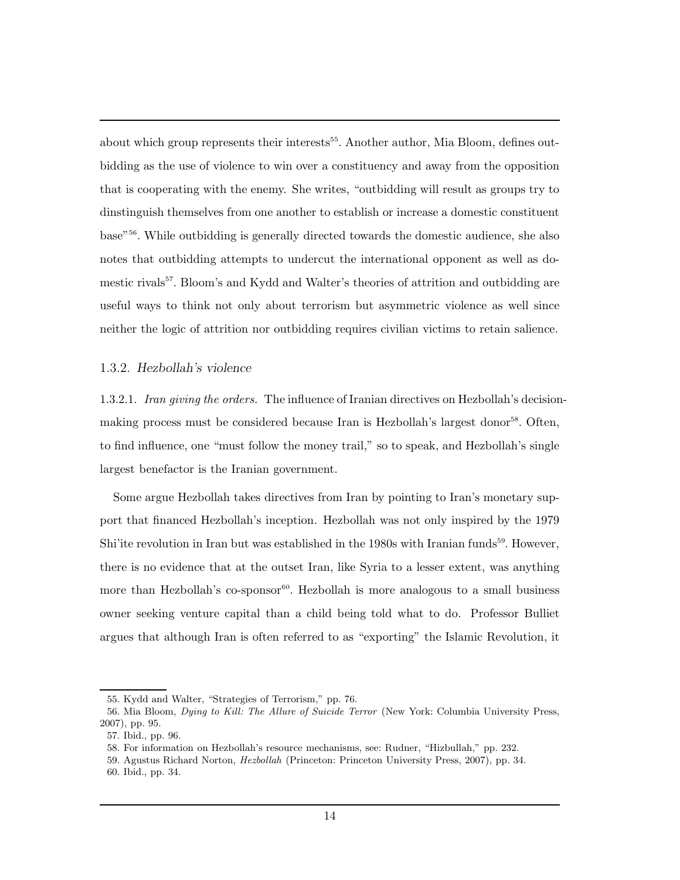about which group represents their interests[55]. Another author, Mia Bloom, defines outbidding as the use of violence to win over a constituency and away from the opposition that is cooperating with the enemy. She writes, "outbidding will result as groups try to dinstinguish themselves from one another to establish or increase a domestic constituent base"[56]. While outbidding is generally directed towards the domestic audience, she also notes that outbidding attempts to undercut the international opponent as well as domestic rivals[57]. Bloom's and Kydd and Walter's theories of attrition and outbidding are useful ways to think not only about terrorism but asymmetric violence as well since neither the logic of attrition nor outbidding requires civilian victims to retain salience.

### 1.3.2. *Hezbollah's violence*

1.3.2.1. *Iran giving the orders.* The influence of Iranian directives on Hezbollah's decision-making process must be considered because Iran is Hezbollah's largest donor[58]. Often, to find influence, one "must follow the money trail," so to speak, and Hezbollah's single largest benefactor is the Iranian government.

Some argue Hezbollah takes directives from Iran by pointing to Iran's monetary support that financed Hezbollah's inception. Hezbollah was not only inspired by the 1979 Shi'ite revolution in Iran but was established in the 1980s with Iranian funds[59]. However, there is no evidence that at the outset Iran, like Syria to a lesser extent, was anything more than Hezbollah's co-sponsor[60]. Hezbollah is more analogous to a small business owner seeking venture capital than a child being told what to do. Professor Bulliet argues that although Iran is often referred to as "exporting" the Islamic Revolution, it

55. Kydd and Walter, "Strategies of Terrorism," pp. 76.
56. Mia Bloom, *Dying to Kill: The Allure of Suicide Terror* (New York: Columbia University Press, 2007), pp. 95.
57. Ibid., pp. 96.
58. For information on Hezbollah's resource mechanisms, see: Rudner, "Hizbullah," pp. 232.
59. Agustus Richard Norton, *Hezbollah* (Princeton: Princeton University Press, 2007), pp. 34.
60. Ibid., pp. 34.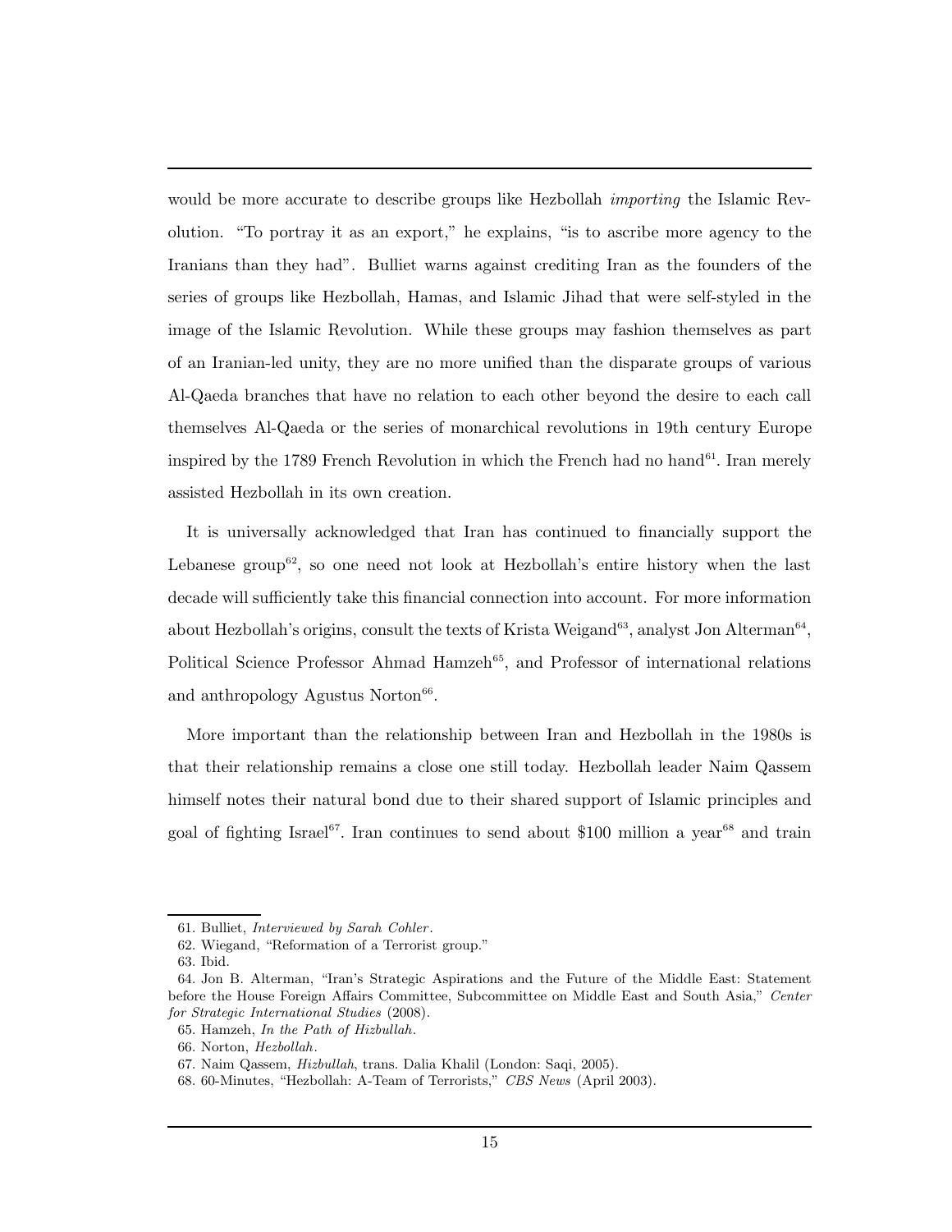would be more accurate to describe groups like Hezbollah *importing* the Islamic Revolution. "To portray it as an export," he explains, "is to ascribe more agency to the Iranians than they had". Bulliet warns against crediting Iran as the founders of the series of groups like Hezbollah, Hamas, and Islamic Jihad that were self-styled in the image of the Islamic Revolution. While these groups may fashion themselves as part of an Iranian-led unity, they are no more unified than the disparate groups of various Al-Qaeda branches that have no relation to each other beyond the desire to each call themselves Al-Qaeda or the series of monarchical revolutions in 19th century Europe inspired by the 1789 French Revolution in which the French had no hand[61]. Iran merely assisted Hezbollah in its own creation.

It is universally acknowledged that Iran has continued to financially support the Lebanese group[62], so one need not look at Hezbollah's entire history when the last decade will sufficiently take this financial connection into account. For more information about Hezbollah's origins, consult the texts of Krista Weigand[63], analyst Jon Alterman[64], Political Science Professor Ahmad Hamzeh[65], and Professor of international relations and anthropology Agustus Norton[66].

More important than the relationship between Iran and Hezbollah in the 1980s is that their relationship remains a close one still today. Hezbollah leader Naim Qassem himself notes their natural bond due to their shared support of Islamic principles and goal of fighting Israel[67]. Iran continues to send about $100 million a year[68] and train

61. Bulliet, *Interviewed by Sarah Cohler*.
62. Wiegand, "Reformation of a Terrorist group."
63. Ibid.
64. Jon B. Alterman, "Iran's Strategic Aspirations and the Future of the Middle East: Statement before the House Foreign Affairs Committee, Subcommittee on Middle East and South Asia," *Center for Strategic International Studies* (2008).
65. Hamzeh, *In the Path of Hizbullah*.
66. Norton, *Hezbollah*.
67. Naim Qassem, *Hizbullah*, trans. Dalia Khalil (London: Saqi, 2005).
68. 60-Minutes, "Hezbollah: A-Team of Terrorists," *CBS News* (April 2003).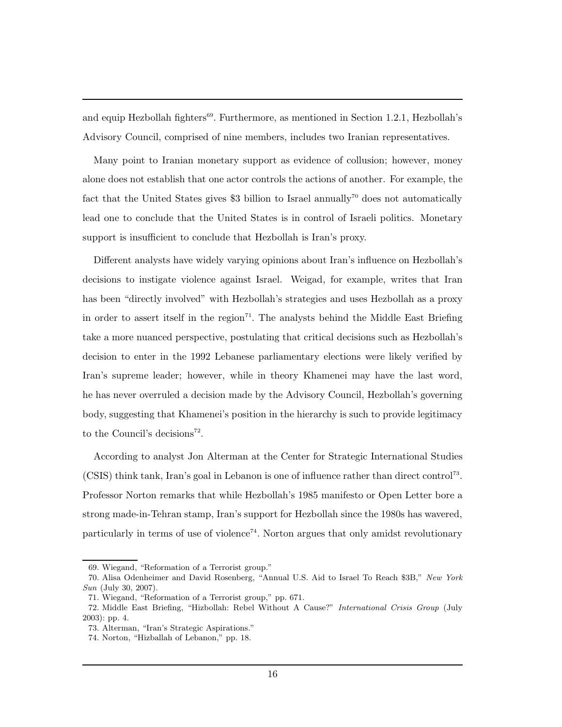and equip Hezbollah fighters[69]. Furthermore, as mentioned in Section 1.2.1, Hezbollah's Advisory Council, comprised of nine members, includes two Iranian representatives.

Many point to Iranian monetary support as evidence of collusion; however, money alone does not establish that one actor controls the actions of another. For example, the fact that the United States gives $3 billion to Israel annually[70] does not automatically lead one to conclude that the United States is in control of Israeli politics. Monetary support is insufficient to conclude that Hezbollah is Iran's proxy.

Different analysts have widely varying opinions about Iran's influence on Hezbollah's decisions to instigate violence against Israel. Weigad, for example, writes that Iran has been "directly involved" with Hezbollah's strategies and uses Hezbollah as a proxy in order to assert itself in the region[71]. The analysts behind the Middle East Briefing take a more nuanced perspective, postulating that critical decisions such as Hezbollah's decision to enter in the 1992 Lebanese parliamentary elections were likely verified by Iran's supreme leader; however, while in theory Khamenei may have the last word, he has never overruled a decision made by the Advisory Council, Hezbollah's governing body, suggesting that Khamenei's position in the hierarchy is such to provide legitimacy to the Council's decisions[72].

According to analyst Jon Alterman at the Center for Strategic International Studies (CSIS) think tank, Iran's goal in Lebanon is one of influence rather than direct control[73]. Professor Norton remarks that while Hezbollah's 1985 manifesto or Open Letter bore a strong made-in-Tehran stamp, Iran's support for Hezbollah since the 1980s has wavered, particularly in terms of use of violence[74]. Norton argues that only amidst revolutionary

69. Wiegand, "Reformation of a Terrorist group."

70. Alisa Odenheimer and David Rosenberg, "Annual U.S. Aid to Israel To Reach $3B," *New York Sun* (July 30, 2007).

71. Wiegand, "Reformation of a Terrorist group," pp. 671.

72. Middle East Briefing, "Hizbollah: Rebel Without A Cause?" *International Crisis Group* (July 2003): pp. 4.

73. Alterman, "Iran's Strategic Aspirations."

74. Norton, "Hizballah of Lebanon," pp. 18.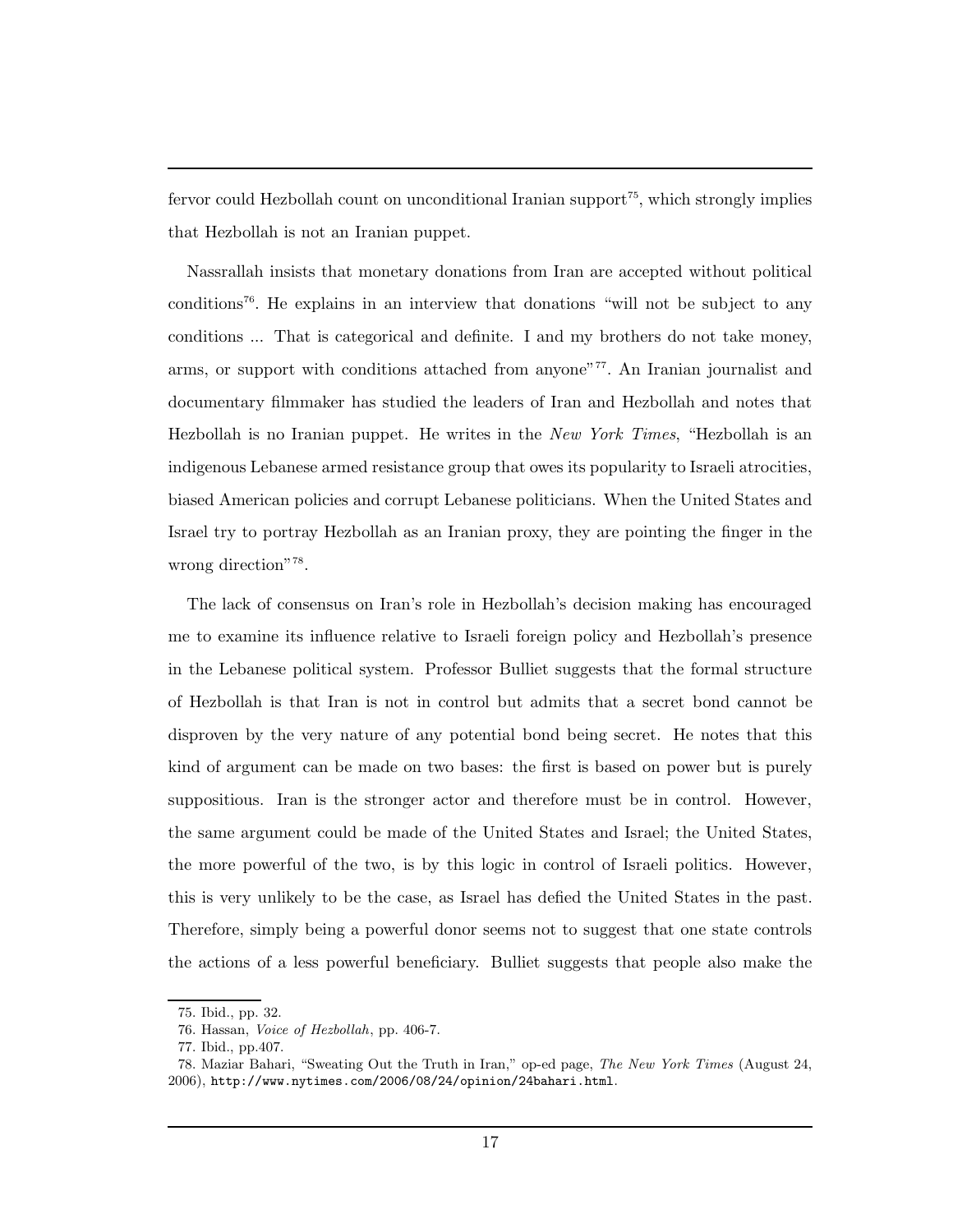fervor could Hezbollah count on unconditional Iranian support[75], which strongly implies that Hezbollah is not an Iranian puppet.

Nassrallah insists that monetary donations from Iran are accepted without political conditions[76]. He explains in an interview that donations "will not be subject to any conditions ... That is categorical and definite. I and my brothers do not take money, arms, or support with conditions attached from anyone"[77]. An Iranian journalist and documentary filmmaker has studied the leaders of Iran and Hezbollah and notes that Hezbollah is no Iranian puppet. He writes in the *New York Times*, "Hezbollah is an indigenous Lebanese armed resistance group that owes its popularity to Israeli atrocities, biased American policies and corrupt Lebanese politicians. When the United States and Israel try to portray Hezbollah as an Iranian proxy, they are pointing the finger in the wrong direction"[78].

The lack of consensus on Iran's role in Hezbollah's decision making has encouraged me to examine its influence relative to Israeli foreign policy and Hezbollah's presence in the Lebanese political system. Professor Bulliet suggests that the formal structure of Hezbollah is that Iran is not in control but admits that a secret bond cannot be disproven by the very nature of any potential bond being secret. He notes that this kind of argument can be made on two bases: the first is based on power but is purely suppositious. Iran is the stronger actor and therefore must be in control. However, the same argument could be made of the United States and Israel; the United States, the more powerful of the two, is by this logic in control of Israeli politics. However, this is very unlikely to be the case, as Israel has defied the United States in the past. Therefore, simply being a powerful donor seems not to suggest that one state controls the actions of a less powerful beneficiary. Bulliet suggests that people also make the

75. Ibid., pp. 32.

76. Hassan, *Voice of Hezbollah*, pp. 406-7.

77. Ibid., pp.407.

78. Maziar Bahari, "Sweating Out the Truth in Iran," op-ed page, *The New York Times* (August 24, 2006), http://www.nytimes.com/2006/08/24/opinion/24bahari.html.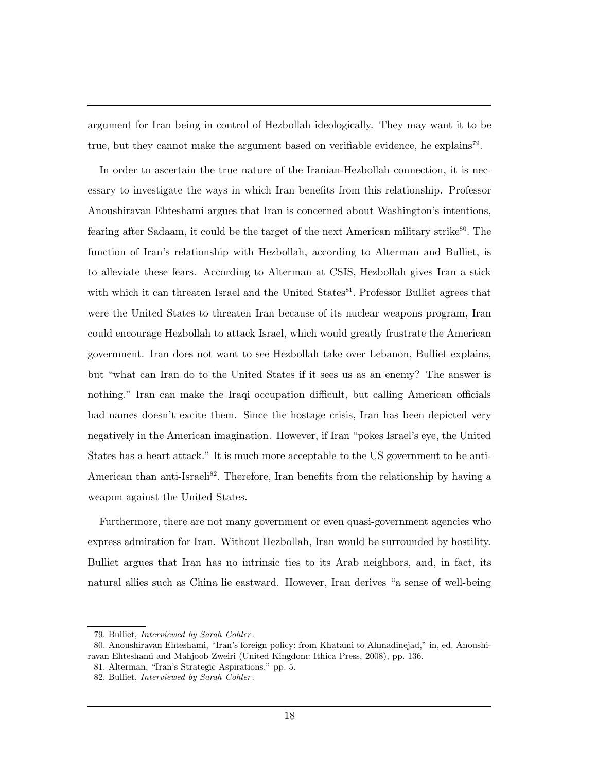argument for Iran being in control of Hezbollah ideologically. They may want it to be true, but they cannot make the argument based on verifiable evidence, he explains[79].

In order to ascertain the true nature of the Iranian-Hezbollah connection, it is necessary to investigate the ways in which Iran benefits from this relationship. Professor Anoushiravan Ehteshami argues that Iran is concerned about Washington's intentions, fearing after Sadaam, it could be the target of the next American military strike[80]. The function of Iran's relationship with Hezbollah, according to Alterman and Bulliet, is to alleviate these fears. According to Alterman at CSIS, Hezbollah gives Iran a stick with which it can threaten Israel and the United States[81]. Professor Bulliet agrees that were the United States to threaten Iran because of its nuclear weapons program, Iran could encourage Hezbollah to attack Israel, which would greatly frustrate the American government. Iran does not want to see Hezbollah take over Lebanon, Bulliet explains, but "what can Iran do to the United States if it sees us as an enemy? The answer is nothing." Iran can make the Iraqi occupation difficult, but calling American officials bad names doesn't excite them. Since the hostage crisis, Iran has been depicted very negatively in the American imagination. However, if Iran "pokes Israel's eye, the United States has a heart attack." It is much more acceptable to the US government to be anti-American than anti-Israeli[82]. Therefore, Iran benefits from the relationship by having a weapon against the United States.

Furthermore, there are not many government or even quasi-government agencies who express admiration for Iran. Without Hezbollah, Iran would be surrounded by hostility. Bulliet argues that Iran has no intrinsic ties to its Arab neighbors, and, in fact, its natural allies such as China lie eastward. However, Iran derives "a sense of well-being

79. Bulliet, *Interviewed by Sarah Cohler*.

80. Anoushiravan Ehteshami, "Iran's foreign policy: from Khatami to Ahmadinejad," in, ed. Anoushiravan Ehteshami and Mahjoob Zweiri (United Kingdom: Ithica Press, 2008), pp. 136.

81. Alterman, "Iran's Strategic Aspirations," pp. 5.

82. Bulliet, *Interviewed by Sarah Cohler*.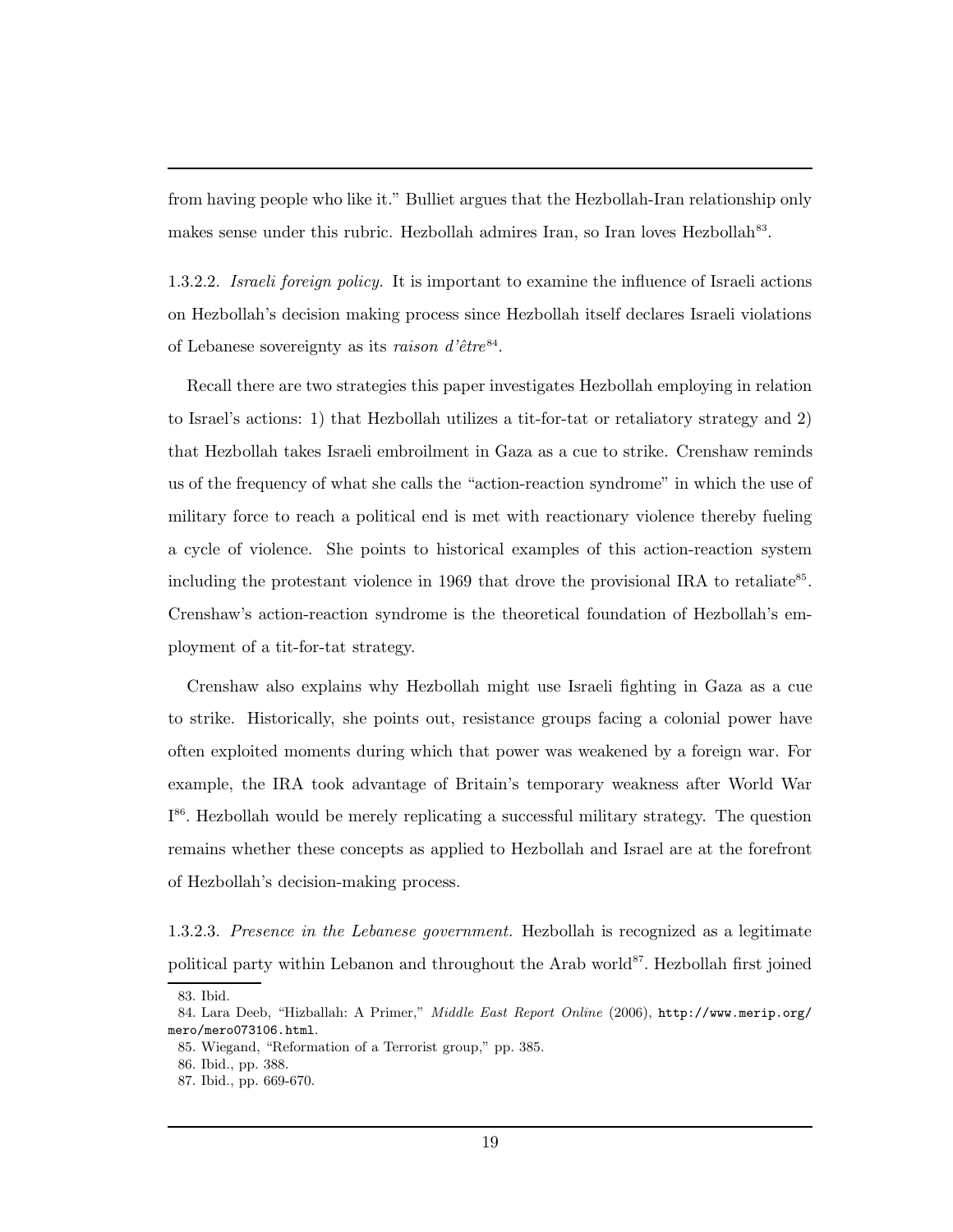from having people who like it." Bulliet argues that the Hezbollah-Iran relationship only makes sense under this rubric. Hezbollah admires Iran, so Iran loves Hezbollah[83].

1.3.2.2. *Israeli foreign policy.* It is important to examine the influence of Israeli actions on Hezbollah's decision making process since Hezbollah itself declares Israeli violations of Lebanese sovereignty as its *raison d'être*[84].

Recall there are two strategies this paper investigates Hezbollah employing in relation to Israel's actions: 1) that Hezbollah utilizes a tit-for-tat or retaliatory strategy and 2) that Hezbollah takes Israeli embroilment in Gaza as a cue to strike. Crenshaw reminds us of the frequency of what she calls the "action-reaction syndrome" in which the use of military force to reach a political end is met with reactionary violence thereby fueling a cycle of violence. She points to historical examples of this action-reaction system including the protestant violence in 1969 that drove the provisional IRA to retaliate[85]. Crenshaw's action-reaction syndrome is the theoretical foundation of Hezbollah's employment of a tit-for-tat strategy.

Crenshaw also explains why Hezbollah might use Israeli fighting in Gaza as a cue to strike. Historically, she points out, resistance groups facing a colonial power have often exploited moments during which that power was weakened by a foreign war. For example, the IRA took advantage of Britain's temporary weakness after World War I[86]. Hezbollah would be merely replicating a successful military strategy. The question remains whether these concepts as applied to Hezbollah and Israel are at the forefront of Hezbollah's decision-making process.

1.3.2.3. *Presence in the Lebanese government.* Hezbollah is recognized as a legitimate political party within Lebanon and throughout the Arab world[87]. Hezbollah first joined

83. Ibid.

84. Lara Deeb, "Hizballah: A Primer," *Middle East Report Online* (2006), http://www.merip.org/mero/mero073106.html.

85. Wiegand, "Reformation of a Terrorist group," pp. 385.

86. Ibid., pp. 388.

87. Ibid., pp. 669-670.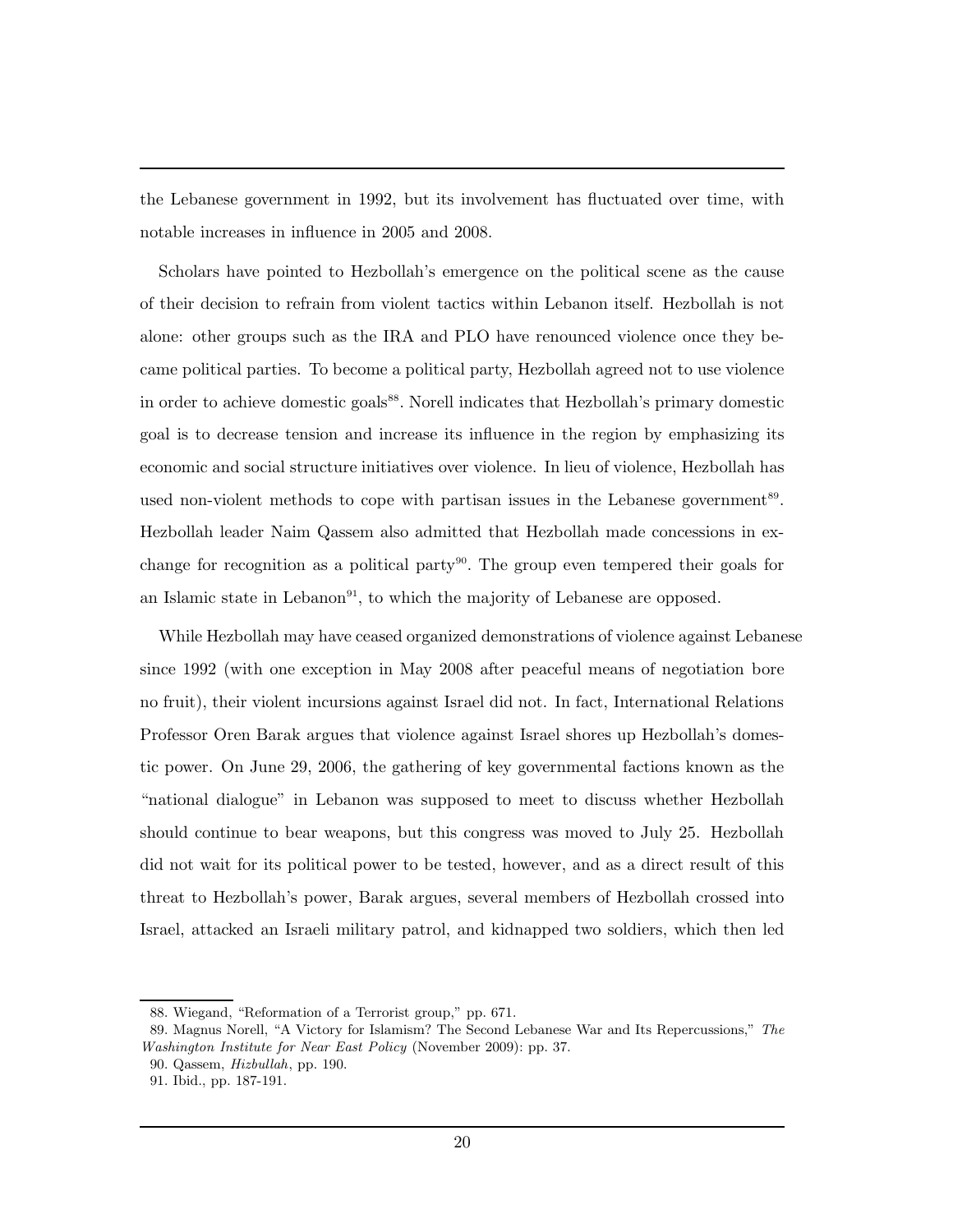the Lebanese government in 1992, but its involvement has fluctuated over time, with notable increases in influence in 2005 and 2008.

Scholars have pointed to Hezbollah's emergence on the political scene as the cause of their decision to refrain from violent tactics within Lebanon itself. Hezbollah is not alone: other groups such as the IRA and PLO have renounced violence once they became political parties. To become a political party, Hezbollah agreed not to use violence in order to achieve domestic goals[88]. Norell indicates that Hezbollah's primary domestic goal is to decrease tension and increase its influence in the region by emphasizing its economic and social structure initiatives over violence. In lieu of violence, Hezbollah has used non-violent methods to cope with partisan issues in the Lebanese government[89]. Hezbollah leader Naim Qassem also admitted that Hezbollah made concessions in exchange for recognition as a political party[90]. The group even tempered their goals for an Islamic state in Lebanon[91], to which the majority of Lebanese are opposed.

While Hezbollah may have ceased organized demonstrations of violence against Lebanese since 1992 (with one exception in May 2008 after peaceful means of negotiation bore no fruit), their violent incursions against Israel did not. In fact, International Relations Professor Oren Barak argues that violence against Israel shores up Hezbollah's domestic power. On June 29, 2006, the gathering of key governmental factions known as the "national dialogue" in Lebanon was supposed to meet to discuss whether Hezbollah should continue to bear weapons, but this congress was moved to July 25. Hezbollah did not wait for its political power to be tested, however, and as a direct result of this threat to Hezbollah's power, Barak argues, several members of Hezbollah crossed into Israel, attacked an Israeli military patrol, and kidnapped two soldiers, which then led

---

88. Wiegand, "Reformation of a Terrorist group," pp. 671.

89. Magnus Norell, "A Victory for Islamism? The Second Lebanese War and Its Repercussions," *The Washington Institute for Near East Policy* (November 2009): pp. 37.

90. Qassem, *Hizbullah*, pp. 190.

91. Ibid., pp. 187-191.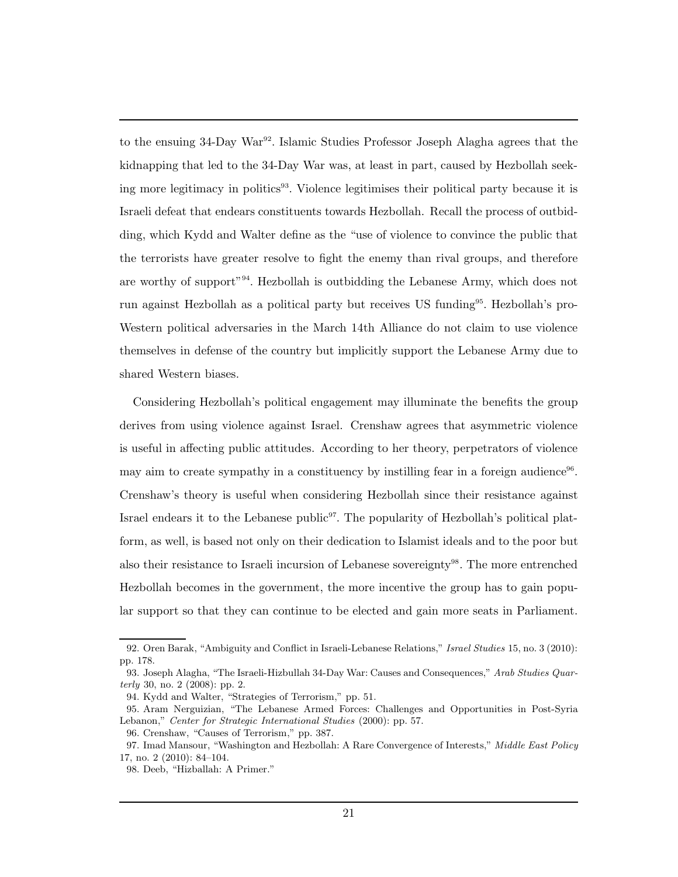to the ensuing 34-Day War[92]. Islamic Studies Professor Joseph Alagha agrees that the kidnapping that led to the 34-Day War was, at least in part, caused by Hezbollah seeking more legitimacy in politics[93]. Violence legitimises their political party because it is Israeli defeat that endears constituents towards Hezbollah. Recall the process of outbidding, which Kydd and Walter define as the "use of violence to convince the public that the terrorists have greater resolve to fight the enemy than rival groups, and therefore are worthy of support"[94]. Hezbollah is outbidding the Lebanese Army, which does not run against Hezbollah as a political party but receives US funding[95]. Hezbollah's pro-Western political adversaries in the March 14th Alliance do not claim to use violence themselves in defense of the country but implicitly support the Lebanese Army due to shared Western biases.

Considering Hezbollah's political engagement may illuminate the benefits the group derives from using violence against Israel. Crenshaw agrees that asymmetric violence is useful in affecting public attitudes. According to her theory, perpetrators of violence may aim to create sympathy in a constituency by instilling fear in a foreign audience[96]. Crenshaw's theory is useful when considering Hezbollah since their resistance against Israel endears it to the Lebanese public[97]. The popularity of Hezbollah's political platform, as well, is based not only on their dedication to Islamist ideals and to the poor but also their resistance to Israeli incursion of Lebanese sovereignty[98]. The more entrenched Hezbollah becomes in the government, the more incentive the group has to gain popular support so that they can continue to be elected and gain more seats in Parliament.

---

92. Oren Barak, "Ambiguity and Conflict in Israeli-Lebanese Relations," *Israel Studies* 15, no. 3 (2010): pp. 178.

93. Joseph Alagha, "The Israeli-Hizbullah 34-Day War: Causes and Consequences," *Arab Studies Quarterly* 30, no. 2 (2008): pp. 2.

94. Kydd and Walter, "Strategies of Terrorism," pp. 51.

95. Aram Nerguizian, "The Lebanese Armed Forces: Challenges and Opportunities in Post-Syria Lebanon," *Center for Strategic International Studies* (2000): pp. 57.

96. Crenshaw, "Causes of Terrorism," pp. 387.

97. Imad Mansour, "Washington and Hezbollah: A Rare Convergence of Interests," *Middle East Policy* 17, no. 2 (2010): 84–104.

98. Deeb, "Hizballah: A Primer."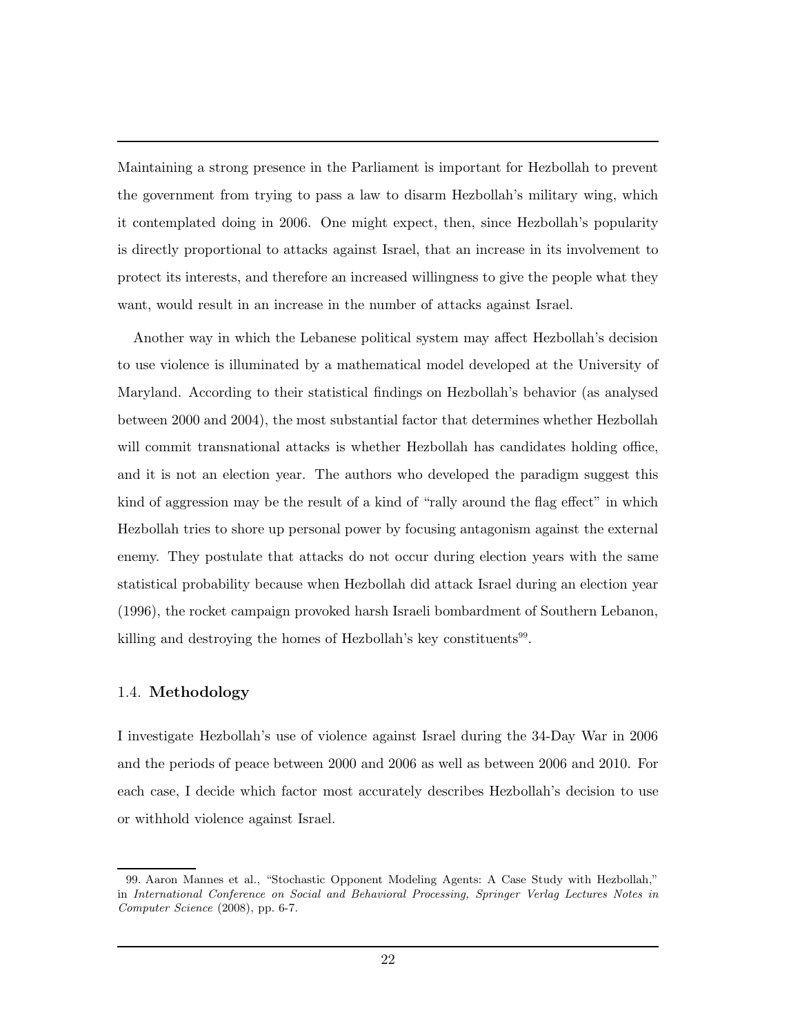Maintaining a strong presence in the Parliament is important for Hezbollah to prevent the government from trying to pass a law to disarm Hezbollah's military wing, which it contemplated doing in 2006. One might expect, then, since Hezbollah's popularity is directly proportional to attacks against Israel, that an increase in its involvement to protect its interests, and therefore an increased willingness to give the people what they want, would result in an increase in the number of attacks against Israel.

Another way in which the Lebanese political system may affect Hezbollah's decision to use violence is illuminated by a mathematical model developed at the University of Maryland. According to their statistical findings on Hezbollah's behavior (as analysed between 2000 and 2004), the most substantial factor that determines whether Hezbollah will commit transnational attacks is whether Hezbollah has candidates holding office, and it is not an election year. The authors who developed the paradigm suggest this kind of aggression may be the result of a kind of "rally around the flag effect" in which Hezbollah tries to shore up personal power by focusing antagonism against the external enemy. They postulate that attacks do not occur during election years with the same statistical probability because when Hezbollah did attack Israel during an election year (1996), the rocket campaign provoked harsh Israeli bombardment of Southern Lebanon, killing and destroying the homes of Hezbollah's key constituents[99].

### 1.4. **Methodology**

I investigate Hezbollah's use of violence against Israel during the 34-Day War in 2006 and the periods of peace between 2000 and 2006 as well as between 2006 and 2010. For each case, I decide which factor most accurately describes Hezbollah's decision to use or withhold violence against Israel.

---

99. Aaron Mannes et al., "Stochastic Opponent Modeling Agents: A Case Study with Hezbollah," in *International Conference on Social and Behavioral Processing, Springer Verlag Lectures Notes in Computer Science* (2008), pp. 6-7.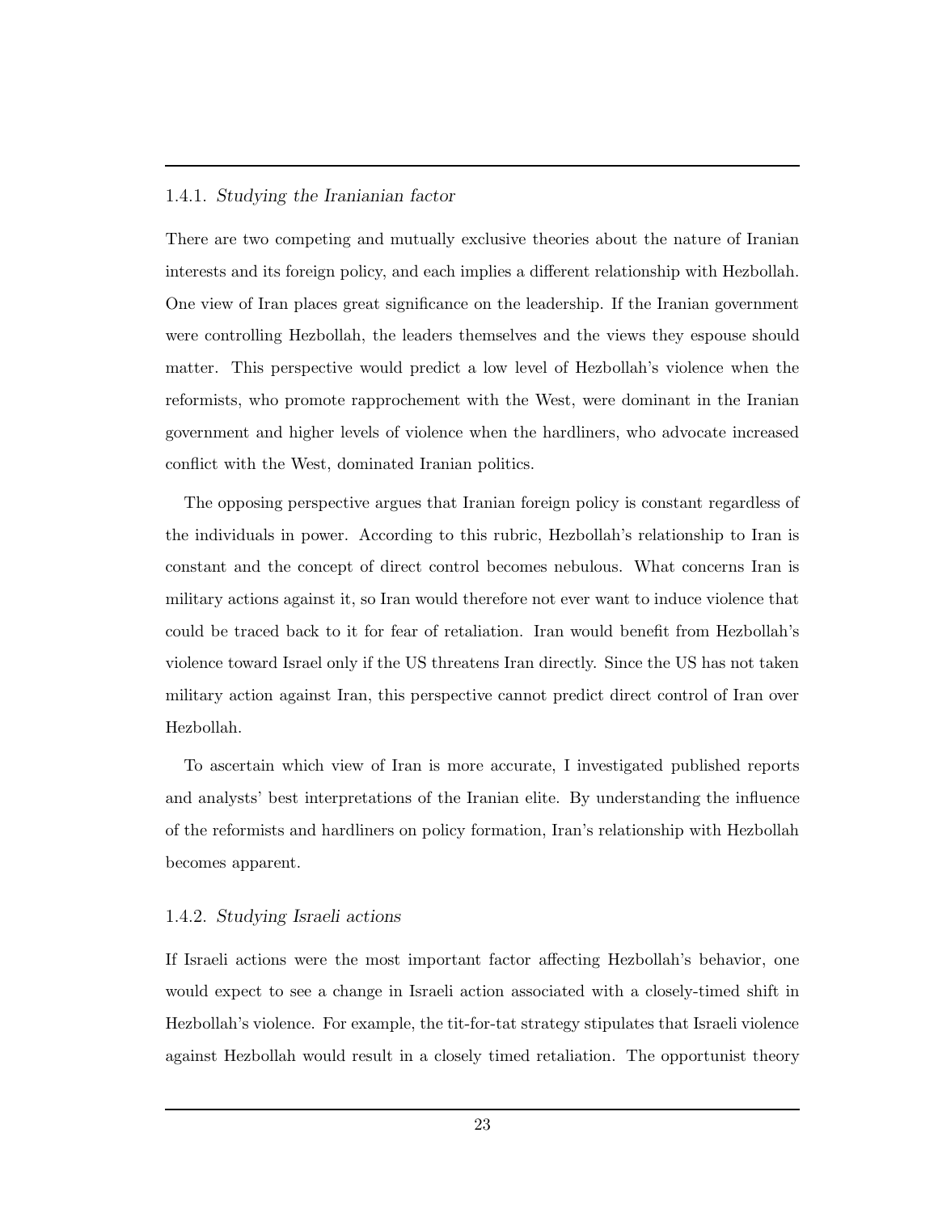### 1.4.1. *Studying the Iranianian factor*

There are two competing and mutually exclusive theories about the nature of Iranian interests and its foreign policy, and each implies a different relationship with Hezbollah. One view of Iran places great significance on the leadership. If the Iranian government were controlling Hezbollah, the leaders themselves and the views they espouse should matter. This perspective would predict a low level of Hezbollah's violence when the reformists, who promote rapprochement with the West, were dominant in the Iranian government and higher levels of violence when the hardliners, who advocate increased conflict with the West, dominated Iranian politics.

The opposing perspective argues that Iranian foreign policy is constant regardless of the individuals in power. According to this rubric, Hezbollah's relationship to Iran is constant and the concept of direct control becomes nebulous. What concerns Iran is military actions against it, so Iran would therefore not ever want to induce violence that could be traced back to it for fear of retaliation. Iran would benefit from Hezbollah's violence toward Israel only if the US threatens Iran directly. Since the US has not taken military action against Iran, this perspective cannot predict direct control of Iran over Hezbollah.

To ascertain which view of Iran is more accurate, I investigated published reports and analysts' best interpretations of the Iranian elite. By understanding the influence of the reformists and hardliners on policy formation, Iran's relationship with Hezbollah becomes apparent.

### 1.4.2. *Studying Israeli actions*

If Israeli actions were the most important factor affecting Hezbollah's behavior, one would expect to see a change in Israeli action associated with a closely-timed shift in Hezbollah's violence. For example, the tit-for-tat strategy stipulates that Israeli violence against Hezbollah would result in a closely timed retaliation. The opportunist theory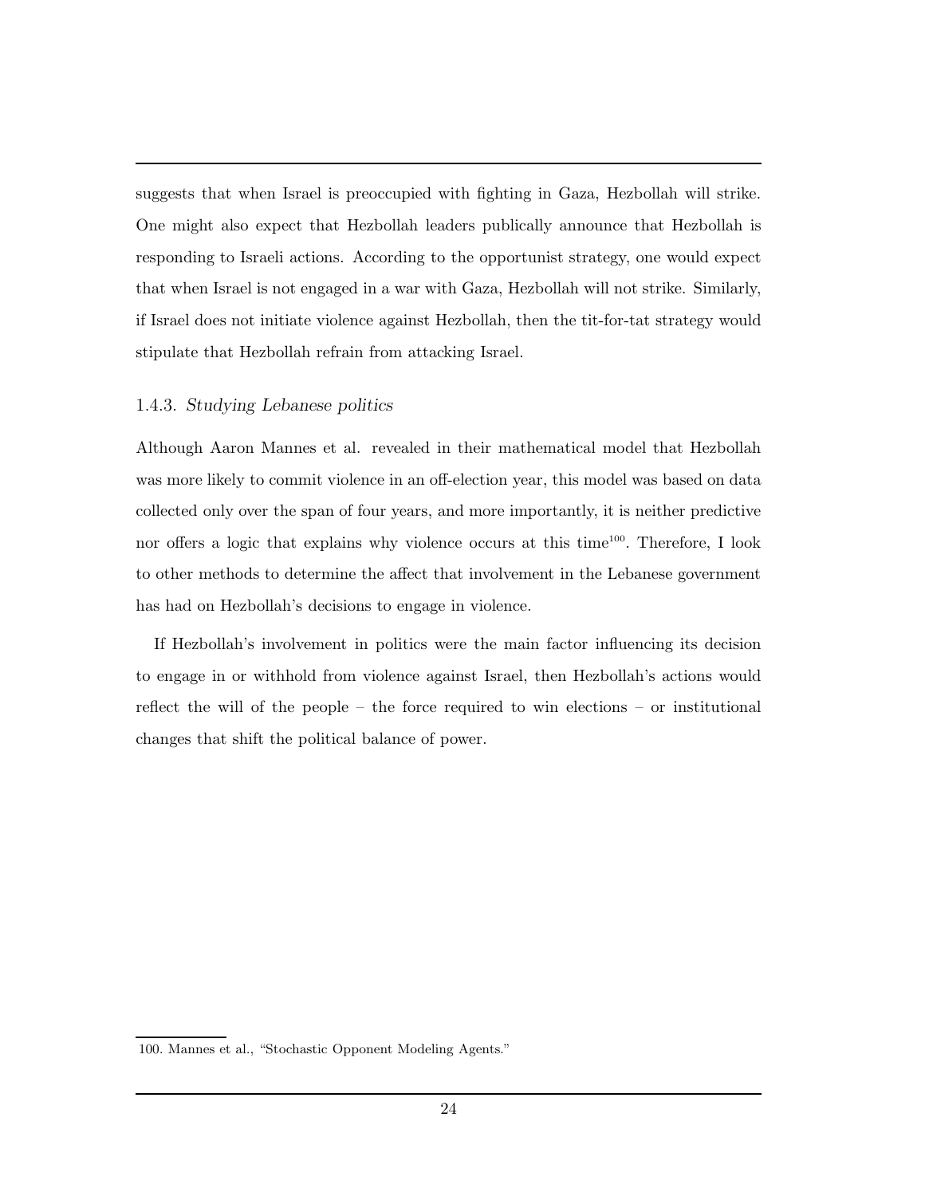suggests that when Israel is preoccupied with fighting in Gaza, Hezbollah will strike. One might also expect that Hezbollah leaders publically announce that Hezbollah is responding to Israeli actions. According to the opportunist strategy, one would expect that when Israel is not engaged in a war with Gaza, Hezbollah will not strike. Similarly, if Israel does not initiate violence against Hezbollah, then the tit-for-tat strategy would stipulate that Hezbollah refrain from attacking Israel.

### 1.4.3. *Studying Lebanese politics*

Although Aaron Mannes et al. revealed in their mathematical model that Hezbollah was more likely to commit violence in an off-election year, this model was based on data collected only over the span of four years, and more importantly, it is neither predictive nor offers a logic that explains why violence occurs at this time[100]. Therefore, I look to other methods to determine the affect that involvement in the Lebanese government has had on Hezbollah's decisions to engage in violence.

If Hezbollah's involvement in politics were the main factor influencing its decision to engage in or withhold from violence against Israel, then Hezbollah's actions would reflect the will of the people – the force required to win elections – or institutional changes that shift the political balance of power.

100. Mannes et al., "Stochastic Opponent Modeling Agents."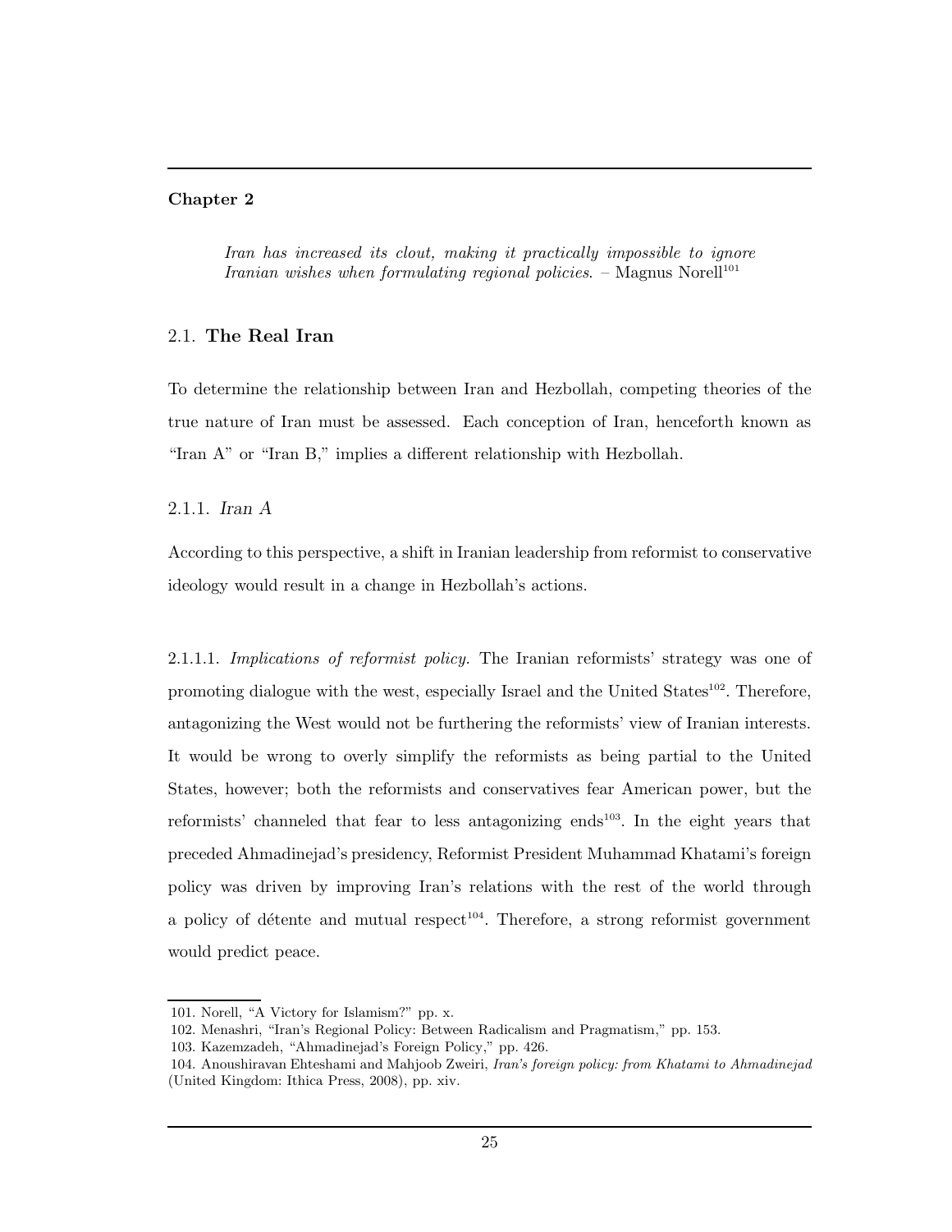# Chapter 2

> *Iran has increased its clout, making it practically impossible to ignore Iranian wishes when formulating regional policies.* – Magnus Norell[101]

## 2.1. The Real Iran

To determine the relationship between Iran and Hezbollah, competing theories of the true nature of Iran must be assessed. Each conception of Iran, henceforth known as "Iran A" or "Iran B," implies a different relationship with Hezbollah.

### 2.1.1. *Iran A*

According to this perspective, a shift in Iranian leadership from reformist to conservative ideology would result in a change in Hezbollah's actions.

2.1.1.1. *Implications of reformist policy.* The Iranian reformists' strategy was one of promoting dialogue with the west, especially Israel and the United States[102]. Therefore, antagonizing the West would not be furthering the reformists' view of Iranian interests. It would be wrong to overly simplify the reformists as being partial to the United States, however; both the reformists and conservatives fear American power, but the reformists' channeled that fear to less antagonizing ends[103]. In the eight years that preceded Ahmadinejad's presidency, Reformist President Muhammad Khatami's foreign policy was driven by improving Iran's relations with the rest of the world through a policy of détente and mutual respect[104]. Therefore, a strong reformist government would predict peace.

---

101. Norell, "A Victory for Islamism?" pp. x.

102. Menashri, "Iran's Regional Policy: Between Radicalism and Pragmatism," pp. 153.

103. Kazemzadeh, "Ahmadinejad's Foreign Policy," pp. 426.

104. Anoushiravan Ehteshami and Mahjoob Zweiri, *Iran's foreign policy: from Khatami to Ahmadinejad* (United Kingdom: Ithica Press, 2008), pp. xiv.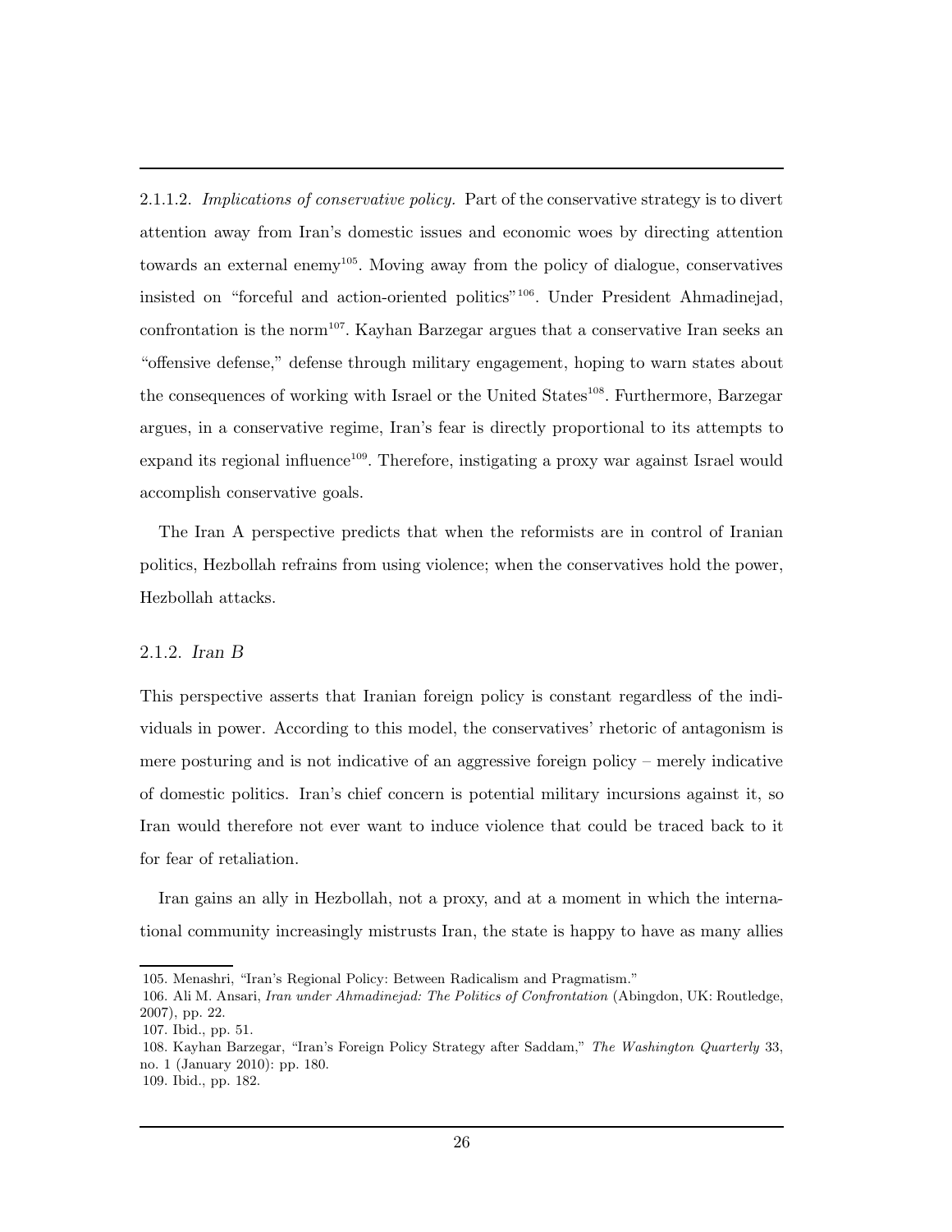2.1.1.2. *Implications of conservative policy.* Part of the conservative strategy is to divert attention away from Iran's domestic issues and economic woes by directing attention towards an external enemy[105]. Moving away from the policy of dialogue, conservatives insisted on "forceful and action-oriented politics"[106]. Under President Ahmadinejad, confrontation is the norm[107]. Kayhan Barzegar argues that a conservative Iran seeks an "offensive defense," defense through military engagement, hoping to warn states about the consequences of working with Israel or the United States[108]. Furthermore, Barzegar argues, in a conservative regime, Iran's fear is directly proportional to its attempts to expand its regional influence[109]. Therefore, instigating a proxy war against Israel would accomplish conservative goals.

The Iran A perspective predicts that when the reformists are in control of Iranian politics, Hezbollah refrains from using violence; when the conservatives hold the power, Hezbollah attacks.

### 2.1.2. *Iran B*

This perspective asserts that Iranian foreign policy is constant regardless of the individuals in power. According to this model, the conservatives' rhetoric of antagonism is mere posturing and is not indicative of an aggressive foreign policy – merely indicative of domestic politics. Iran's chief concern is potential military incursions against it, so Iran would therefore not ever want to induce violence that could be traced back to it for fear of retaliation.

Iran gains an ally in Hezbollah, not a proxy, and at a moment in which the international community increasingly mistrusts Iran, the state is happy to have as many allies

---

105. Menashri, "Iran's Regional Policy: Between Radicalism and Pragmatism."

106. Ali M. Ansari, *Iran under Ahmadinejad: The Politics of Confrontation* (Abingdon, UK: Routledge, 2007), pp. 22.

107. Ibid., pp. 51.

108. Kayhan Barzegar, "Iran's Foreign Policy Strategy after Saddam," *The Washington Quarterly* 33, no. 1 (January 2010): pp. 180.

109. Ibid., pp. 182.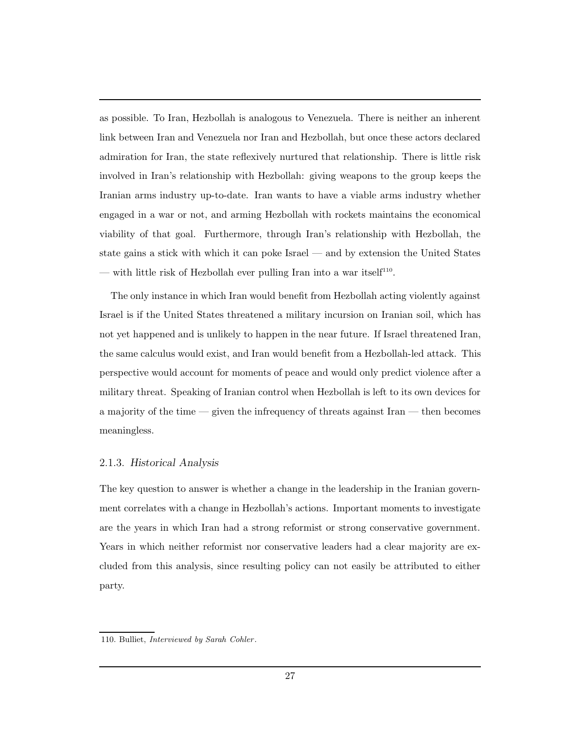as possible. To Iran, Hezbollah is analogous to Venezuela. There is neither an inherent link between Iran and Venezuela nor Iran and Hezbollah, but once these actors declared admiration for Iran, the state reflexively nurtured that relationship. There is little risk involved in Iran's relationship with Hezbollah: giving weapons to the group keeps the Iranian arms industry up-to-date. Iran wants to have a viable arms industry whether engaged in a war or not, and arming Hezbollah with rockets maintains the economical viability of that goal. Furthermore, through Iran's relationship with Hezbollah, the state gains a stick with which it can poke Israel — and by extension the United States — with little risk of Hezbollah ever pulling Iran into a war itself[110].

The only instance in which Iran would benefit from Hezbollah acting violently against Israel is if the United States threatened a military incursion on Iranian soil, which has not yet happened and is unlikely to happen in the near future. If Israel threatened Iran, the same calculus would exist, and Iran would benefit from a Hezbollah-led attack. This perspective would account for moments of peace and would only predict violence after a military threat. Speaking of Iranian control when Hezbollah is left to its own devices for a majority of the time — given the infrequency of threats against Iran — then becomes meaningless.

### 2.1.3. *Historical Analysis*

The key question to answer is whether a change in the leadership in the Iranian government correlates with a change in Hezbollah's actions. Important moments to investigate are the years in which Iran had a strong reformist or strong conservative government. Years in which neither reformist nor conservative leaders had a clear majority are excluded from this analysis, since resulting policy can not easily be attributed to either party.

110. Bulliet, *Interviewed by Sarah Cohler*.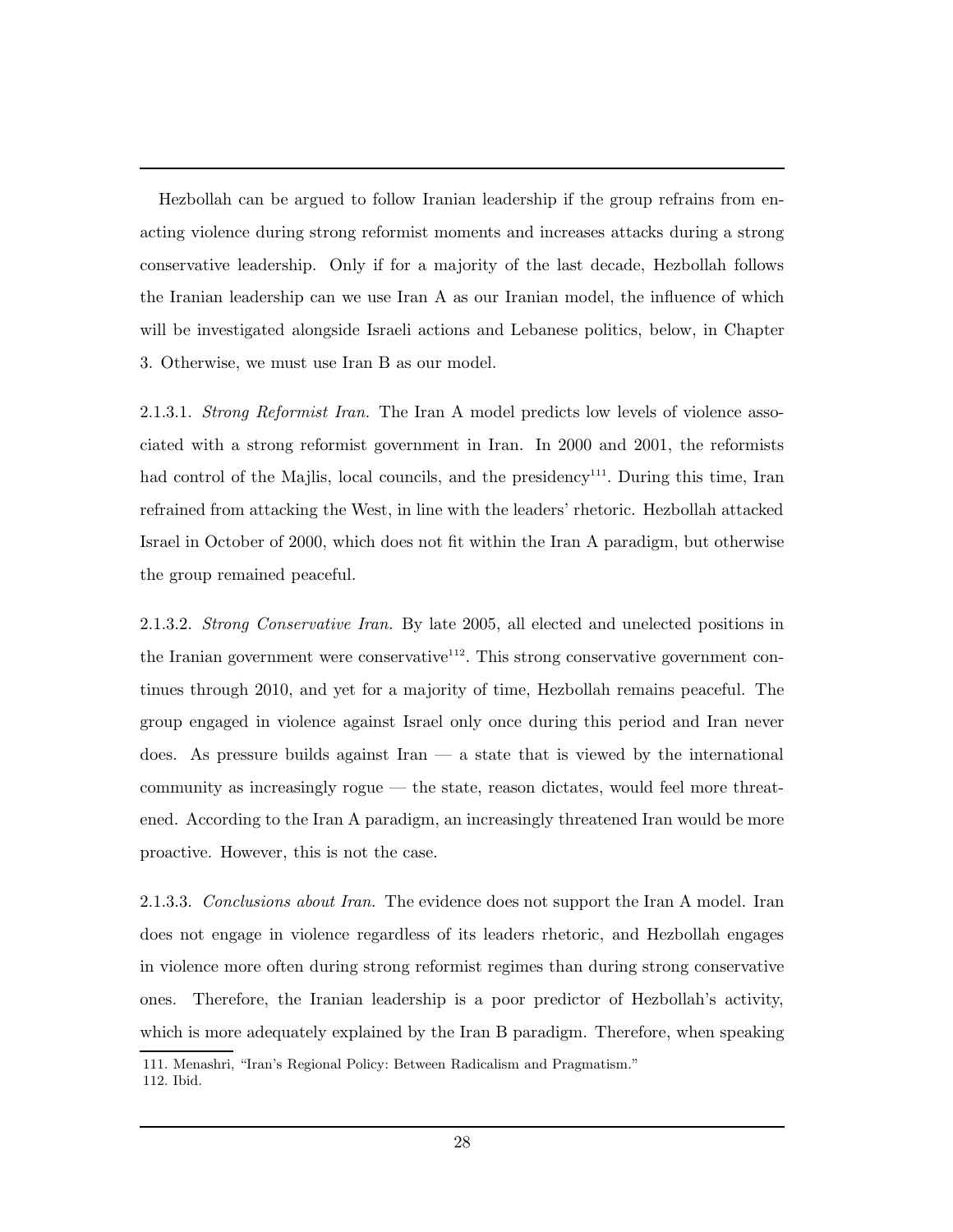Hezbollah can be argued to follow Iranian leadership if the group refrains from enacting violence during strong reformist moments and increases attacks during a strong conservative leadership. Only if for a majority of the last decade, Hezbollah follows the Iranian leadership can we use Iran A as our Iranian model, the influence of which will be investigated alongside Israeli actions and Lebanese politics, below, in Chapter 3. Otherwise, we must use Iran B as our model.

2.1.3.1. *Strong Reformist Iran.* The Iran A model predicts low levels of violence associated with a strong reformist government in Iran. In 2000 and 2001, the reformists had control of the Majlis, local councils, and the presidency[111]. During this time, Iran refrained from attacking the West, in line with the leaders' rhetoric. Hezbollah attacked Israel in October of 2000, which does not fit within the Iran A paradigm, but otherwise the group remained peaceful.

2.1.3.2. *Strong Conservative Iran.* By late 2005, all elected and unelected positions in the Iranian government were conservative[112]. This strong conservative government continues through 2010, and yet for a majority of time, Hezbollah remains peaceful. The group engaged in violence against Israel only once during this period and Iran never does. As pressure builds against Iran — a state that is viewed by the international community as increasingly rogue — the state, reason dictates, would feel more threatened. According to the Iran A paradigm, an increasingly threatened Iran would be more proactive. However, this is not the case.

2.1.3.3. *Conclusions about Iran.* The evidence does not support the Iran A model. Iran does not engage in violence regardless of its leaders rhetoric, and Hezbollah engages in violence more often during strong reformist regimes than during strong conservative ones. Therefore, the Iranian leadership is a poor predictor of Hezbollah's activity, which is more adequately explained by the Iran B paradigm. Therefore, when speaking

111. Menashri, "Iran's Regional Policy: Between Radicalism and Pragmatism."
112. Ibid.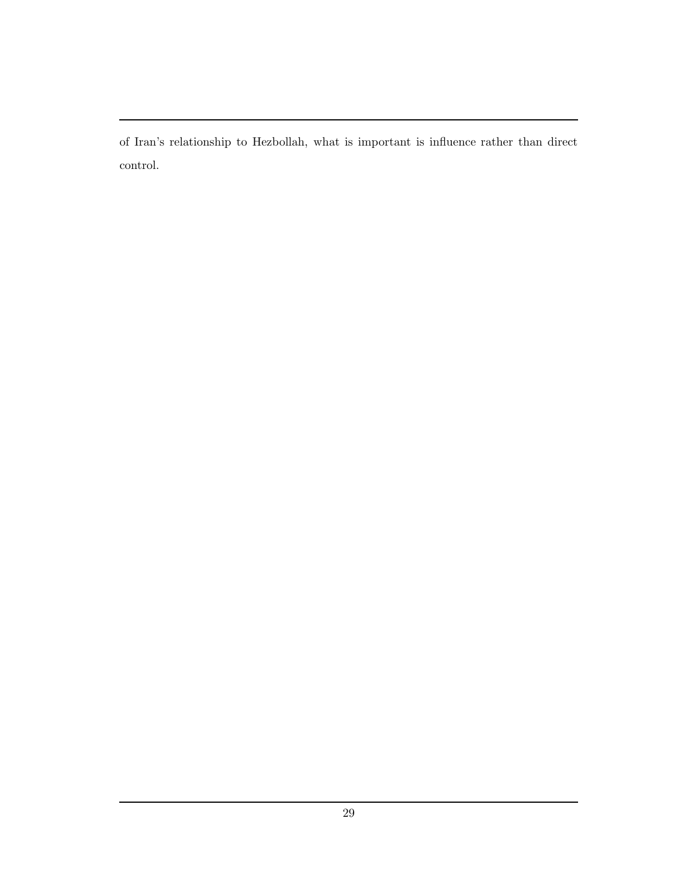of Iran's relationship to Hezbollah, what is important is influence rather than direct control.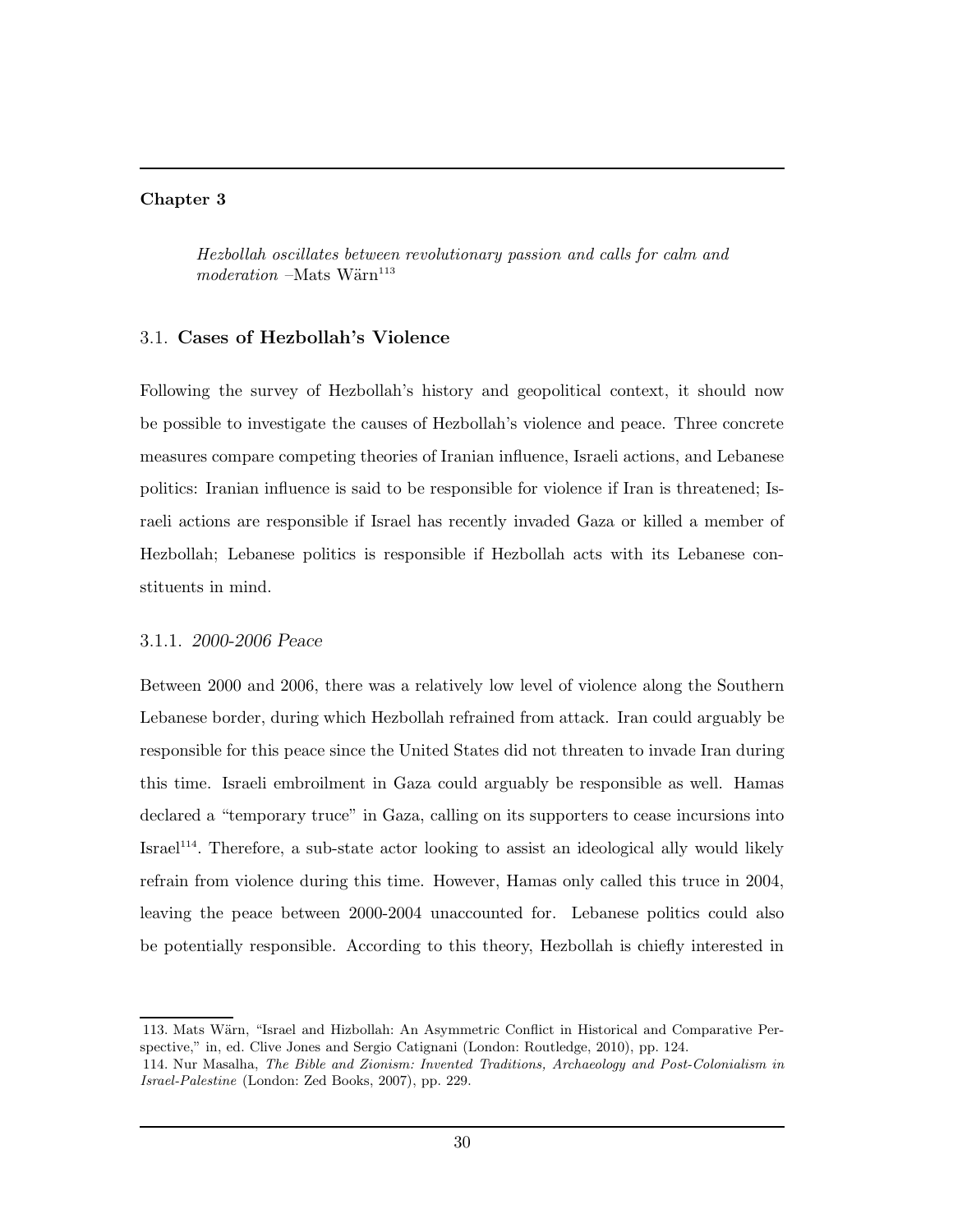## Chapter 3

*Hezbollah oscillates between revolutionary passion and calls for calm and moderation* –Mats Wärn[113]

### 3.1. Cases of Hezbollah's Violence

Following the survey of Hezbollah's history and geopolitical context, it should now be possible to investigate the causes of Hezbollah's violence and peace. Three concrete measures compare competing theories of Iranian influence, Israeli actions, and Lebanese politics: Iranian influence is said to be responsible for violence if Iran is threatened; Israeli actions are responsible if Israel has recently invaded Gaza or killed a member of Hezbollah; Lebanese politics is responsible if Hezbollah acts with its Lebanese constituents in mind.

#### 3.1.1. *2000-2006 Peace*

Between 2000 and 2006, there was a relatively low level of violence along the Southern Lebanese border, during which Hezbollah refrained from attack. Iran could arguably be responsible for this peace since the United States did not threaten to invade Iran during this time. Israeli embroilment in Gaza could arguably be responsible as well. Hamas declared a "temporary truce" in Gaza, calling on its supporters to cease incursions into Israel[114]. Therefore, a sub-state actor looking to assist an ideological ally would likely refrain from violence during this time. However, Hamas only called this truce in 2004, leaving the peace between 2000-2004 unaccounted for. Lebanese politics could also be potentially responsible. According to this theory, Hezbollah is chiefly interested in

---

113. Mats Wärn, "Israel and Hizbollah: An Asymmetric Conflict in Historical and Comparative Perspective," in, ed. Clive Jones and Sergio Catignani (London: Routledge, 2010), pp. 124.

114. Nur Masalha, *The Bible and Zionism: Invented Traditions, Archaeology and Post-Colonialism in Israel-Palestine* (London: Zed Books, 2007), pp. 229.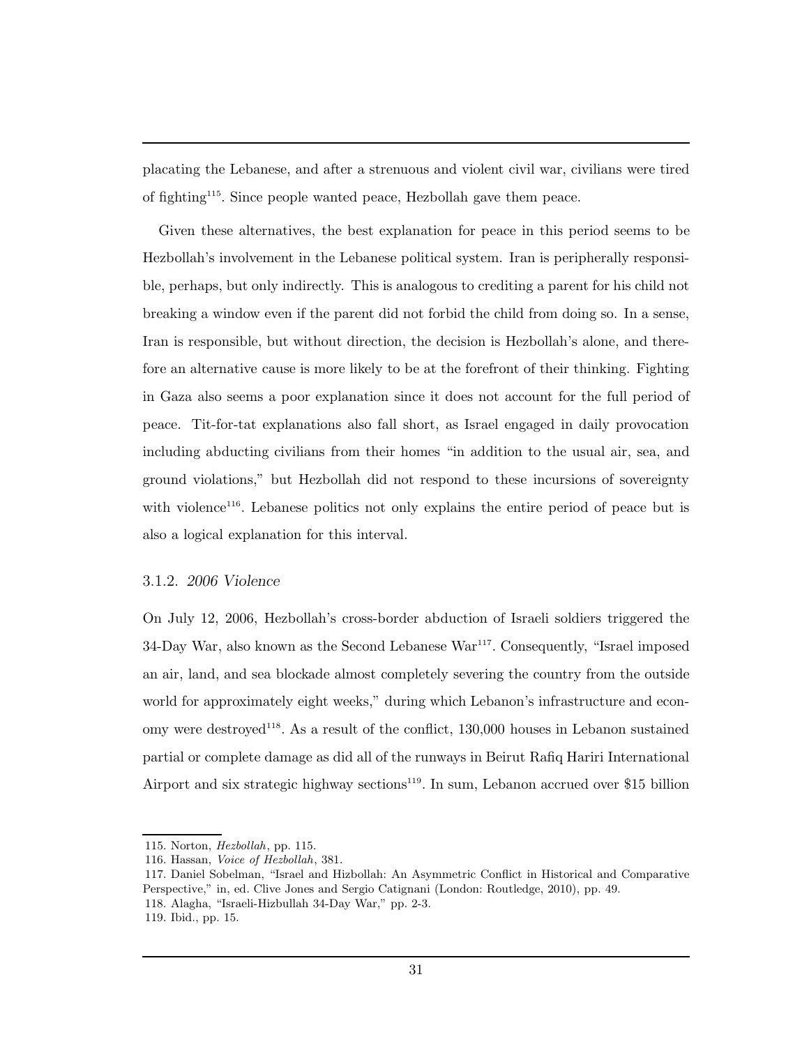placating the Lebanese, and after a strenuous and violent civil war, civilians were tired of fighting[115]. Since people wanted peace, Hezbollah gave them peace.

Given these alternatives, the best explanation for peace in this period seems to be Hezbollah's involvement in the Lebanese political system. Iran is peripherally responsible, perhaps, but only indirectly. This is analogous to crediting a parent for his child not breaking a window even if the parent did not forbid the child from doing so. In a sense, Iran is responsible, but without direction, the decision is Hezbollah's alone, and therefore an alternative cause is more likely to be at the forefront of their thinking. Fighting in Gaza also seems a poor explanation since it does not account for the full period of peace. Tit-for-tat explanations also fall short, as Israel engaged in daily provocation including abducting civilians from their homes "in addition to the usual air, sea, and ground violations," but Hezbollah did not respond to these incursions of sovereignty with violence[116]. Lebanese politics not only explains the entire period of peace but is also a logical explanation for this interval.

### 3.1.2. *2006 Violence*

On July 12, 2006, Hezbollah's cross-border abduction of Israeli soldiers triggered the 34-Day War, also known as the Second Lebanese War[117]. Consequently, "Israel imposed an air, land, and sea blockade almost completely severing the country from the outside world for approximately eight weeks," during which Lebanon's infrastructure and economy were destroyed[118]. As a result of the conflict, 130,000 houses in Lebanon sustained partial or complete damage as did all of the runways in Beirut Rafiq Hariri International Airport and six strategic highway sections[119]. In sum, Lebanon accrued over $15 billion

115. Norton, *Hezbollah*, pp. 115.
116. Hassan, *Voice of Hezbollah*, 381.
117. Daniel Sobelman, "Israel and Hizbollah: An Asymmetric Conflict in Historical and Comparative Perspective," in, ed. Clive Jones and Sergio Catignani (London: Routledge, 2010), pp. 49.
118. Alagha, "Israeli-Hizbullah 34-Day War," pp. 2-3.
119. Ibid., pp. 15.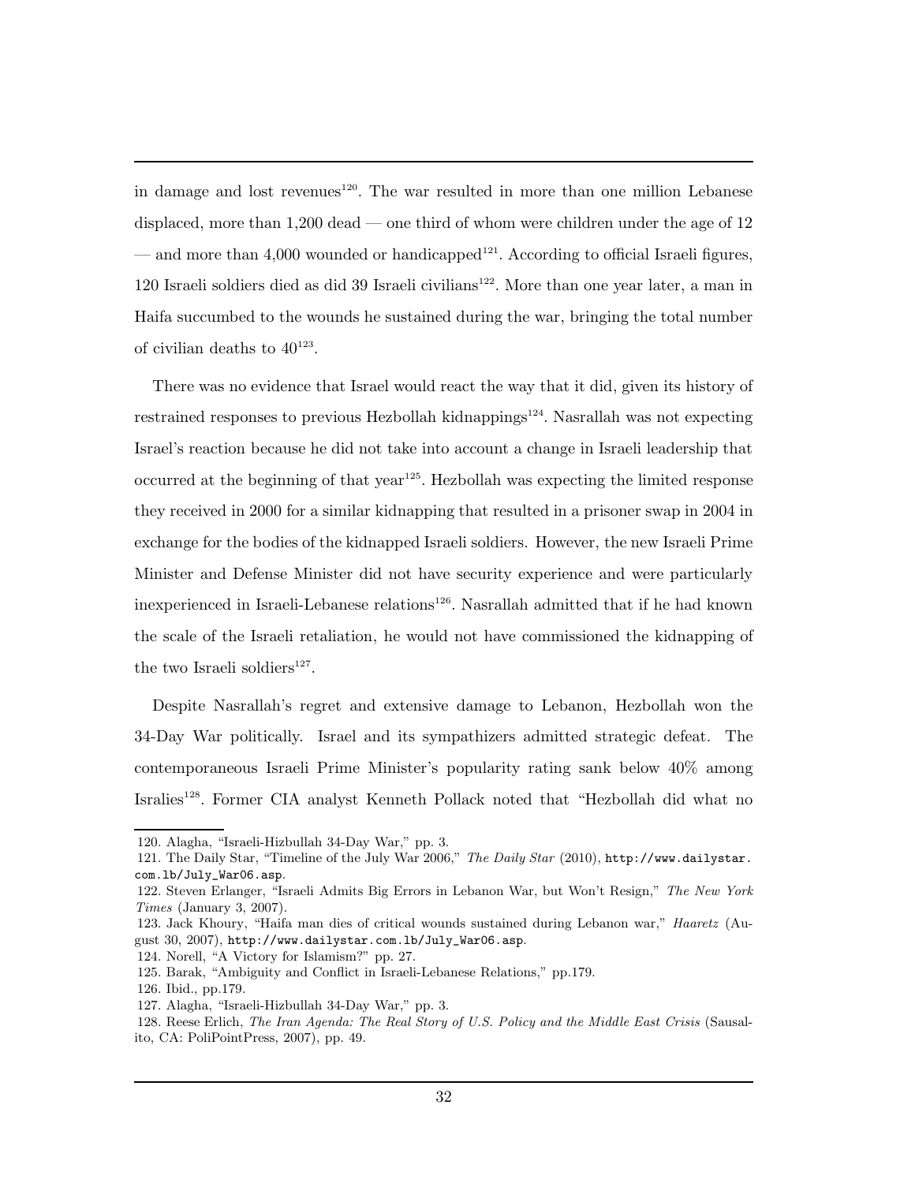in damage and lost revenues[120]. The war resulted in more than one million Lebanese displaced, more than 1,200 dead — one third of whom were children under the age of 12 — and more than 4,000 wounded or handicapped[121]. According to official Israeli figures, 120 Israeli soldiers died as did 39 Israeli civilians[122]. More than one year later, a man in Haifa succumbed to the wounds he sustained during the war, bringing the total number of civilian deaths to 40[123].

There was no evidence that Israel would react the way that it did, given its history of restrained responses to previous Hezbollah kidnappings[124]. Nasrallah was not expecting Israel's reaction because he did not take into account a change in Israeli leadership that occurred at the beginning of that year[125]. Hezbollah was expecting the limited response they received in 2000 for a similar kidnapping that resulted in a prisoner swap in 2004 in exchange for the bodies of the kidnapped Israeli soldiers. However, the new Israeli Prime Minister and Defense Minister did not have security experience and were particularly inexperienced in Israeli-Lebanese relations[126]. Nasrallah admitted that if he had known the scale of the Israeli retaliation, he would not have commissioned the kidnapping of the two Israeli soldiers[127].

Despite Nasrallah's regret and extensive damage to Lebanon, Hezbollah won the 34-Day War politically. Israel and its sympathizers admitted strategic defeat. The contemporaneous Israeli Prime Minister's popularity rating sank below 40% among Isralies[128]. Former CIA analyst Kenneth Pollack noted that "Hezbollah did what no

---

120. Alagha, "Israeli-Hizbullah 34-Day War," pp. 3.
121. The Daily Star, "Timeline of the July War 2006," *The Daily Star* (2010), `http://www.dailystar.com.lb/July_War06.asp`.
122. Steven Erlanger, "Israeli Admits Big Errors in Lebanon War, but Won't Resign," *The New York Times* (January 3, 2007).
123. Jack Khoury, "Haifa man dies of critical wounds sustained during Lebanon war," *Haaretz* (August 30, 2007), `http://www.dailystar.com.lb/July_War06.asp`.
124. Norell, "A Victory for Islamism?" pp. 27.
125. Barak, "Ambiguity and Conflict in Israeli-Lebanese Relations," pp.179.
126. Ibid., pp.179.
127. Alagha, "Israeli-Hizbullah 34-Day War," pp. 3.
128. Reese Erlich, *The Iran Agenda: The Real Story of U.S. Policy and the Middle East Crisis* (Sausalito, CA: PoliPointPress, 2007), pp. 49.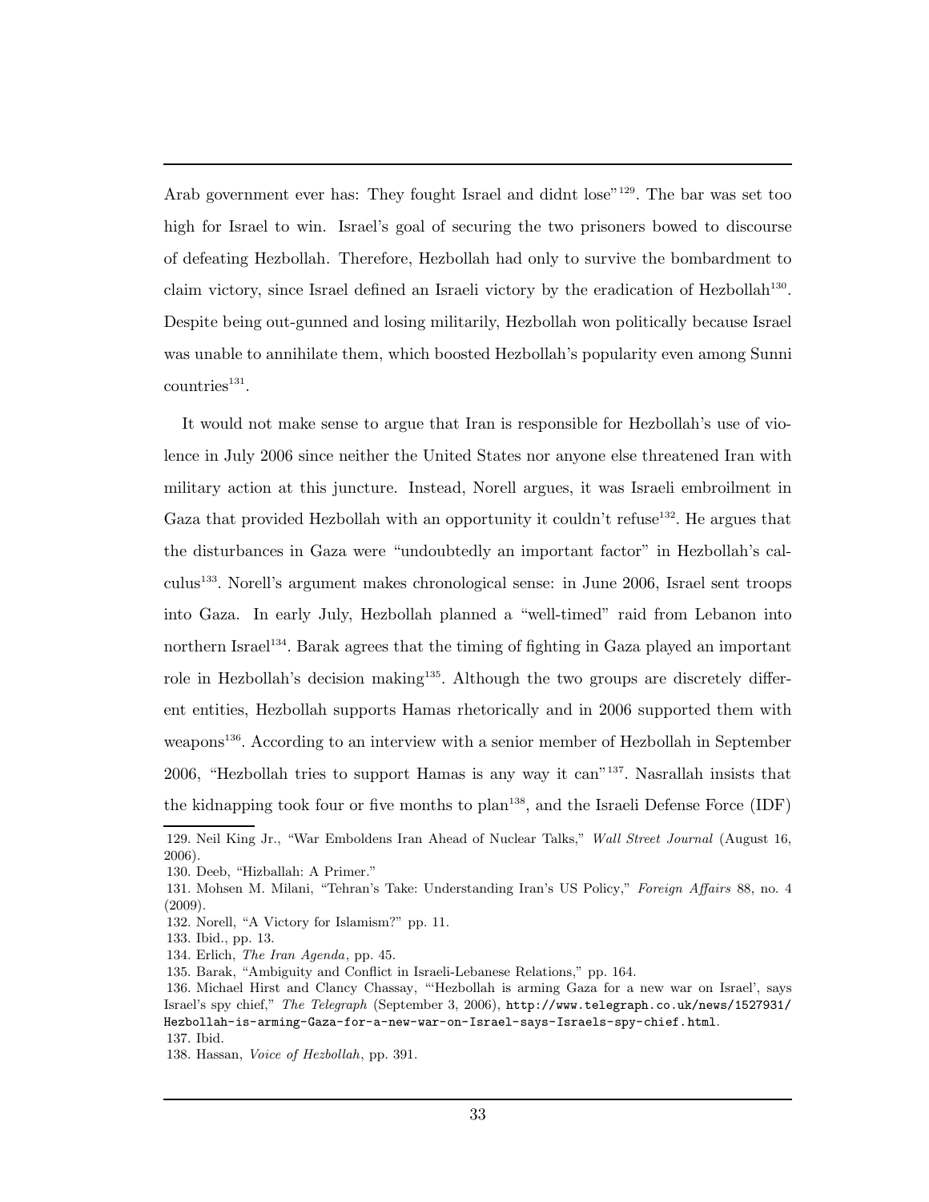Arab government ever has: They fought Israel and didnt lose"[129]. The bar was set too high for Israel to win. Israel's goal of securing the two prisoners bowed to discourse of defeating Hezbollah. Therefore, Hezbollah had only to survive the bombardment to claim victory, since Israel defined an Israeli victory by the eradication of Hezbollah[130]. Despite being out-gunned and losing militarily, Hezbollah won politically because Israel was unable to annihilate them, which boosted Hezbollah's popularity even among Sunni countries[131].

It would not make sense to argue that Iran is responsible for Hezbollah's use of violence in July 2006 since neither the United States nor anyone else threatened Iran with military action at this juncture. Instead, Norell argues, it was Israeli embroilment in Gaza that provided Hezbollah with an opportunity it couldn't refuse[132]. He argues that the disturbances in Gaza were "undoubtedly an important factor" in Hezbollah's calculus[133]. Norell's argument makes chronological sense: in June 2006, Israel sent troops into Gaza. In early July, Hezbollah planned a "well-timed" raid from Lebanon into northern Israel[134]. Barak agrees that the timing of fighting in Gaza played an important role in Hezbollah's decision making[135]. Although the two groups are discretely different entities, Hezbollah supports Hamas rhetorically and in 2006 supported them with weapons[136]. According to an interview with a senior member of Hezbollah in September 2006, "Hezbollah tries to support Hamas is any way it can"[137]. Nasrallah insists that the kidnapping took four or five months to plan[138], and the Israeli Defense Force (IDF)

---

129. Neil King Jr., "War Emboldens Iran Ahead of Nuclear Talks," *Wall Street Journal* (August 16, 2006).
130. Deeb, "Hizballah: A Primer."
131. Mohsen M. Milani, "Tehran's Take: Understanding Iran's US Policy," *Foreign Affairs* 88, no. 4 (2009).
132. Norell, "A Victory for Islamism?" pp. 11.
133. Ibid., pp. 13.
134. Erlich, *The Iran Agenda*, pp. 45.
135. Barak, "Ambiguity and Conflict in Israeli-Lebanese Relations," pp. 164.
136. Michael Hirst and Clancy Chassay, "'Hezbollah is arming Gaza for a new war on Israel', says Israel's spy chief," *The Telegraph* (September 3, 2006), http://www.telegraph.co.uk/news/1527931/Hezbollah-is-arming-Gaza-for-a-new-war-on-Israel-says-Israels-spy-chief.html.
137. Ibid.
138. Hassan, *Voice of Hezbollah*, pp. 391.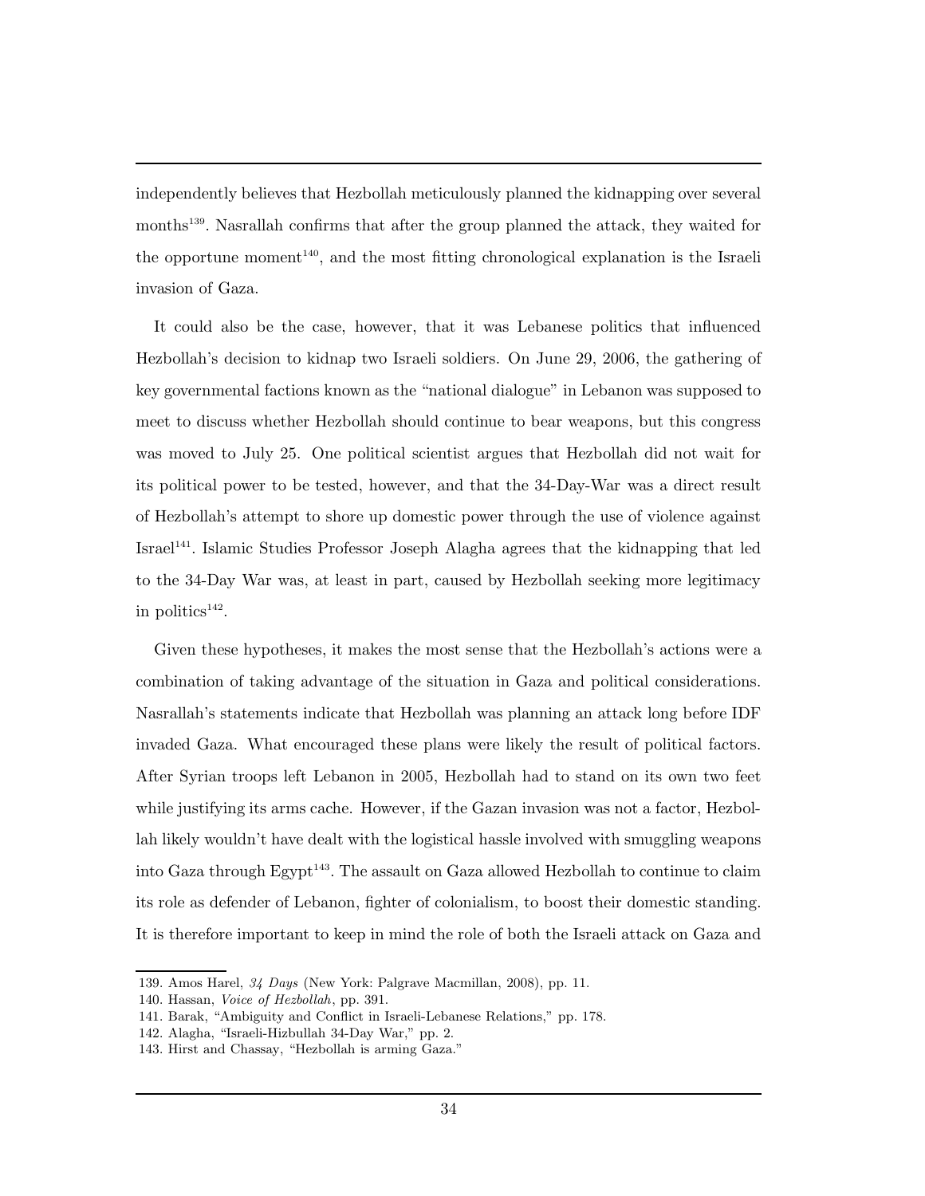independently believes that Hezbollah meticulously planned the kidnapping over several months[139]. Nasrallah confirms that after the group planned the attack, they waited for the opportune moment[140], and the most fitting chronological explanation is the Israeli invasion of Gaza.

It could also be the case, however, that it was Lebanese politics that influenced Hezbollah's decision to kidnap two Israeli soldiers. On June 29, 2006, the gathering of key governmental factions known as the "national dialogue" in Lebanon was supposed to meet to discuss whether Hezbollah should continue to bear weapons, but this congress was moved to July 25. One political scientist argues that Hezbollah did not wait for its political power to be tested, however, and that the 34-Day-War was a direct result of Hezbollah's attempt to shore up domestic power through the use of violence against Israel[141]. Islamic Studies Professor Joseph Alagha agrees that the kidnapping that led to the 34-Day War was, at least in part, caused by Hezbollah seeking more legitimacy in politics[142].

Given these hypotheses, it makes the most sense that the Hezbollah's actions were a combination of taking advantage of the situation in Gaza and political considerations. Nasrallah's statements indicate that Hezbollah was planning an attack long before IDF invaded Gaza. What encouraged these plans were likely the result of political factors. After Syrian troops left Lebanon in 2005, Hezbollah had to stand on its own two feet while justifying its arms cache. However, if the Gazan invasion was not a factor, Hezbollah likely wouldn't have dealt with the logistical hassle involved with smuggling weapons into Gaza through Egypt[143]. The assault on Gaza allowed Hezbollah to continue to claim its role as defender of Lebanon, fighter of colonialism, to boost their domestic standing. It is therefore important to keep in mind the role of both the Israeli attack on Gaza and

139. Amos Harel, *34 Days* (New York: Palgrave Macmillan, 2008), pp. 11.

140. Hassan, *Voice of Hezbollah*, pp. 391.

141. Barak, "Ambiguity and Conflict in Israeli-Lebanese Relations," pp. 178.

142. Alagha, "Israeli-Hizbullah 34-Day War," pp. 2.

143. Hirst and Chassay, "Hezbollah is arming Gaza."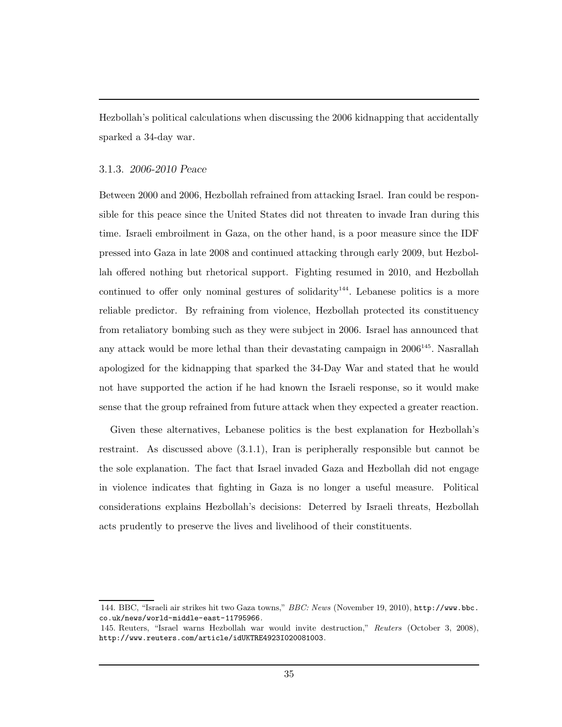Hezbollah's political calculations when discussing the 2006 kidnapping that accidentally sparked a 34-day war.

### 3.1.3. *2006-2010 Peace*

Between 2000 and 2006, Hezbollah refrained from attacking Israel. Iran could be responsible for this peace since the United States did not threaten to invade Iran during this time. Israeli embroilment in Gaza, on the other hand, is a poor measure since the IDF pressed into Gaza in late 2008 and continued attacking through early 2009, but Hezbollah offered nothing but rhetorical support. Fighting resumed in 2010, and Hezbollah continued to offer only nominal gestures of solidarity[144]. Lebanese politics is a more reliable predictor. By refraining from violence, Hezbollah protected its constituency from retaliatory bombing such as they were subject in 2006. Israel has announced that any attack would be more lethal than their devastating campaign in 2006[145]. Nasrallah apologized for the kidnapping that sparked the 34-Day War and stated that he would not have supported the action if he had known the Israeli response, so it would make sense that the group refrained from future attack when they expected a greater reaction.

Given these alternatives, Lebanese politics is the best explanation for Hezbollah's restraint. As discussed above (3.1.1), Iran is peripherally responsible but cannot be the sole explanation. The fact that Israel invaded Gaza and Hezbollah did not engage in violence indicates that fighting in Gaza is no longer a useful measure. Political considerations explains Hezbollah's decisions: Deterred by Israeli threats, Hezbollah acts prudently to preserve the lives and livelihood of their constituents.

---

144. BBC, "Israeli air strikes hit two Gaza towns," *BBC: News* (November 19, 2010), http://www.bbc.co.uk/news/world-middle-east-11795966.

145. Reuters, "Israel warns Hezbollah war would invite destruction," *Reuters* (October 3, 2008), http://www.reuters.com/article/idUKTRE4923I020081003.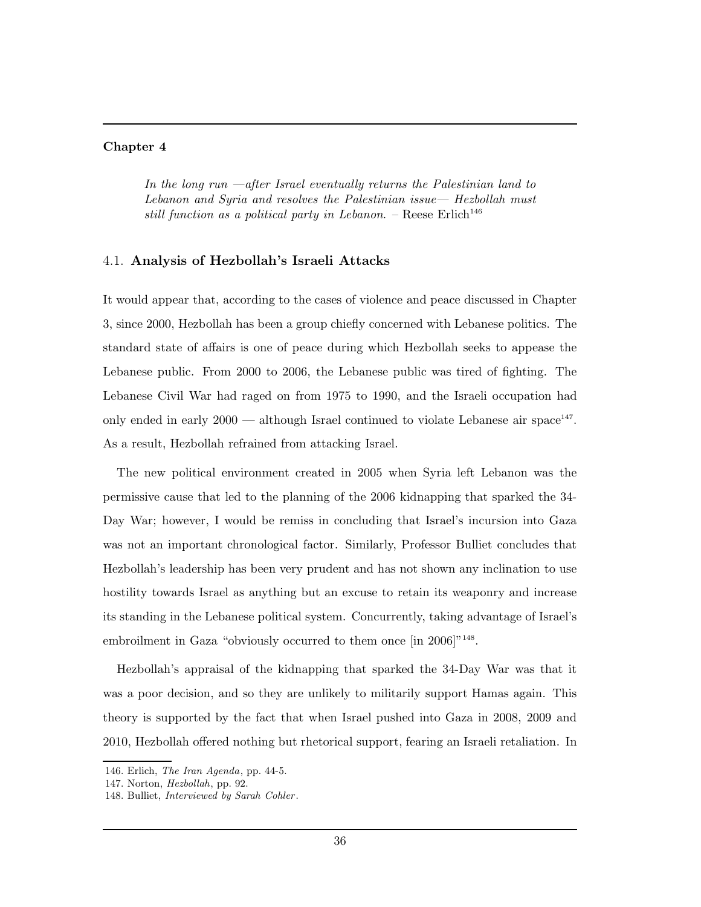# Chapter 4

> *In the long run —after Israel eventually returns the Palestinian land to Lebanon and Syria and resolves the Palestinian issue— Hezbollah must still function as a political party in Lebanon.* – Reese Erlich[146]

## 4.1. **Analysis of Hezbollah's Israeli Attacks**

It would appear that, according to the cases of violence and peace discussed in Chapter 3, since 2000, Hezbollah has been a group chiefly concerned with Lebanese politics. The standard state of affairs is one of peace during which Hezbollah seeks to appease the Lebanese public. From 2000 to 2006, the Lebanese public was tired of fighting. The Lebanese Civil War had raged on from 1975 to 1990, and the Israeli occupation had only ended in early 2000 — although Israel continued to violate Lebanese air space[147]. As a result, Hezbollah refrained from attacking Israel.

The new political environment created in 2005 when Syria left Lebanon was the permissive cause that led to the planning of the 2006 kidnapping that sparked the 34-Day War; however, I would be remiss in concluding that Israel's incursion into Gaza was not an important chronological factor. Similarly, Professor Bulliet concludes that Hezbollah's leadership has been very prudent and has not shown any inclination to use hostility towards Israel as anything but an excuse to retain its weaponry and increase its standing in the Lebanese political system. Concurrently, taking advantage of Israel's embroilment in Gaza "obviously occurred to them once [in 2006]"[148].

Hezbollah's appraisal of the kidnapping that sparked the 34-Day War was that it was a poor decision, and so they are unlikely to militarily support Hamas again. This theory is supported by the fact that when Israel pushed into Gaza in 2008, 2009 and 2010, Hezbollah offered nothing but rhetorical support, fearing an Israeli retaliation. In

146. Erlich, *The Iran Agenda*, pp. 44-5.
147. Norton, *Hezbollah*, pp. 92.
148. Bulliet, *Interviewed by Sarah Cohler*.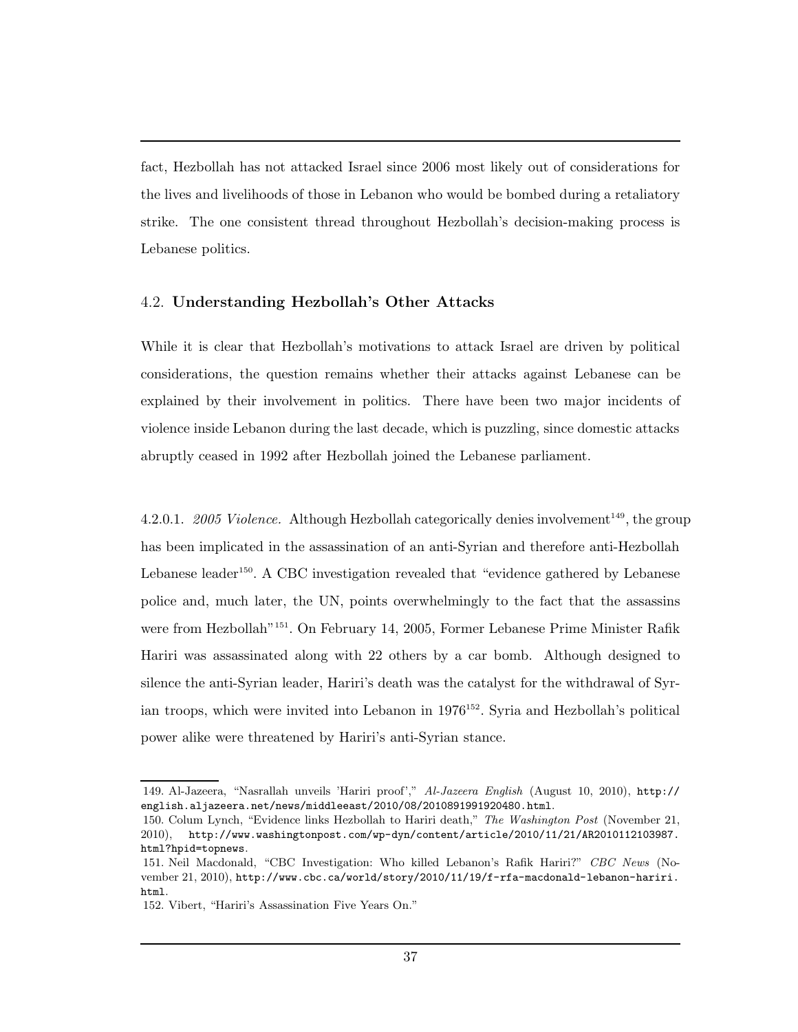fact, Hezbollah has not attacked Israel since 2006 most likely out of considerations for the lives and livelihoods of those in Lebanon who would be bombed during a retaliatory strike. The one consistent thread throughout Hezbollah's decision-making process is Lebanese politics.

## 4.2. **Understanding Hezbollah's Other Attacks**

While it is clear that Hezbollah's motivations to attack Israel are driven by political considerations, the question remains whether their attacks against Lebanese can be explained by their involvement in politics. There have been two major incidents of violence inside Lebanon during the last decade, which is puzzling, since domestic attacks abruptly ceased in 1992 after Hezbollah joined the Lebanese parliament.

4.2.0.1. *2005 Violence.* Although Hezbollah categorically denies involvement[149], the group has been implicated in the assassination of an anti-Syrian and therefore anti-Hezbollah Lebanese leader[150]. A CBC investigation revealed that "evidence gathered by Lebanese police and, much later, the UN, points overwhelmingly to the fact that the assassins were from Hezbollah"[151]. On February 14, 2005, Former Lebanese Prime Minister Rafik Hariri was assassinated along with 22 others by a car bomb. Although designed to silence the anti-Syrian leader, Hariri's death was the catalyst for the withdrawal of Syrian troops, which were invited into Lebanon in 1976[152]. Syria and Hezbollah's political power alike were threatened by Hariri's anti-Syrian stance.

---

149. Al-Jazeera, "Nasrallah unveils 'Hariri proof'," *Al-Jazeera English* (August 10, 2010), http://english.aljazeera.net/news/middleeast/2010/08/2010891991920480.html.

150. Colum Lynch, "Evidence links Hezbollah to Hariri death," *The Washington Post* (November 21, 2010), http://www.washingtonpost.com/wp-dyn/content/article/2010/11/21/AR2010112103987.html?hpid=topnews.

151. Neil Macdonald, "CBC Investigation: Who killed Lebanon's Rafik Hariri?" *CBC News* (November 21, 2010), http://www.cbc.ca/world/story/2010/11/19/f-rfa-macdonald-lebanon-hariri.html.

152. Vibert, "Hariri's Assassination Five Years On."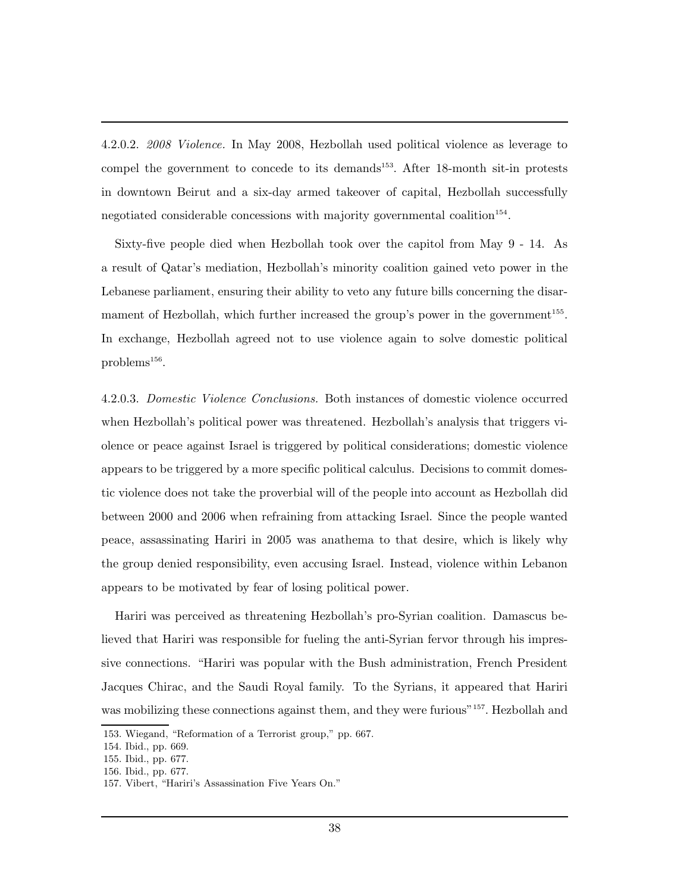4.2.0.2. *2008 Violence.* In May 2008, Hezbollah used political violence as leverage to compel the government to concede to its demands[153]. After 18-month sit-in protests in downtown Beirut and a six-day armed takeover of capital, Hezbollah successfully negotiated considerable concessions with majority governmental coalition[154].

Sixty-five people died when Hezbollah took over the capitol from May 9 - 14. As a result of Qatar's mediation, Hezbollah's minority coalition gained veto power in the Lebanese parliament, ensuring their ability to veto any future bills concerning the disarmament of Hezbollah, which further increased the group's power in the government[155]. In exchange, Hezbollah agreed not to use violence again to solve domestic political problems[156].

4.2.0.3. *Domestic Violence Conclusions.* Both instances of domestic violence occurred when Hezbollah's political power was threatened. Hezbollah's analysis that triggers violence or peace against Israel is triggered by political considerations; domestic violence appears to be triggered by a more specific political calculus. Decisions to commit domestic violence does not take the proverbial will of the people into account as Hezbollah did between 2000 and 2006 when refraining from attacking Israel. Since the people wanted peace, assassinating Hariri in 2005 was anathema to that desire, which is likely why the group denied responsibility, even accusing Israel. Instead, violence within Lebanon appears to be motivated by fear of losing political power.

Hariri was perceived as threatening Hezbollah's pro-Syrian coalition. Damascus believed that Hariri was responsible for fueling the anti-Syrian fervor through his impressive connections. "Hariri was popular with the Bush administration, French President Jacques Chirac, and the Saudi Royal family. To the Syrians, it appeared that Hariri was mobilizing these connections against them, and they were furious"[157]. Hezbollah and

153. Wiegand, "Reformation of a Terrorist group," pp. 667.
154. Ibid., pp. 669.
155. Ibid., pp. 677.
156. Ibid., pp. 677.
157. Vibert, "Hariri's Assassination Five Years On."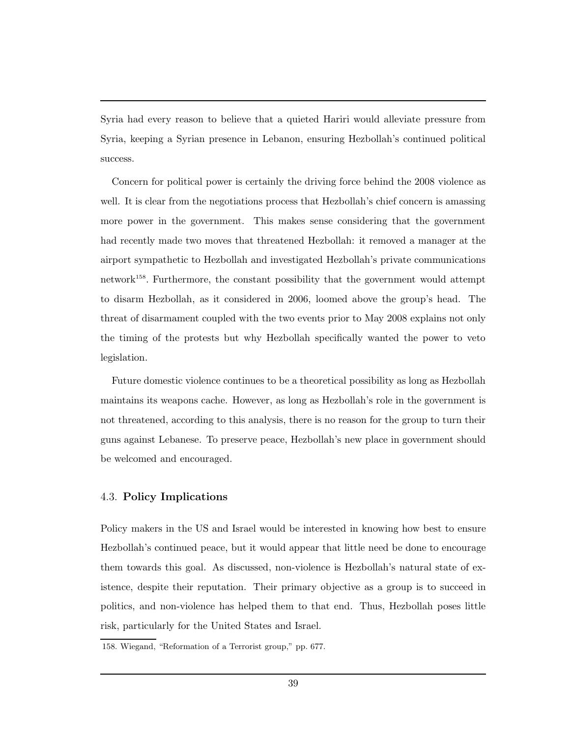Syria had every reason to believe that a quieted Hariri would alleviate pressure from Syria, keeping a Syrian presence in Lebanon, ensuring Hezbollah's continued political success.

Concern for political power is certainly the driving force behind the 2008 violence as well. It is clear from the negotiations process that Hezbollah's chief concern is amassing more power in the government. This makes sense considering that the government had recently made two moves that threatened Hezbollah: it removed a manager at the airport sympathetic to Hezbollah and investigated Hezbollah's private communications network[158]. Furthermore, the constant possibility that the government would attempt to disarm Hezbollah, as it considered in 2006, loomed above the group's head. The threat of disarmament coupled with the two events prior to May 2008 explains not only the timing of the protests but why Hezbollah specifically wanted the power to veto legislation.

Future domestic violence continues to be a theoretical possibility as long as Hezbollah maintains its weapons cache. However, as long as Hezbollah's role in the government is not threatened, according to this analysis, there is no reason for the group to turn their guns against Lebanese. To preserve peace, Hezbollah's new place in government should be welcomed and encouraged.

### 4.3. **Policy Implications**

Policy makers in the US and Israel would be interested in knowing how best to ensure Hezbollah's continued peace, but it would appear that little need be done to encourage them towards this goal. As discussed, non-violence is Hezbollah's natural state of existence, despite their reputation. Their primary objective as a group is to succeed in politics, and non-violence has helped them to that end. Thus, Hezbollah poses little risk, particularly for the United States and Israel.

158. Wiegand, "Reformation of a Terrorist group," pp. 677.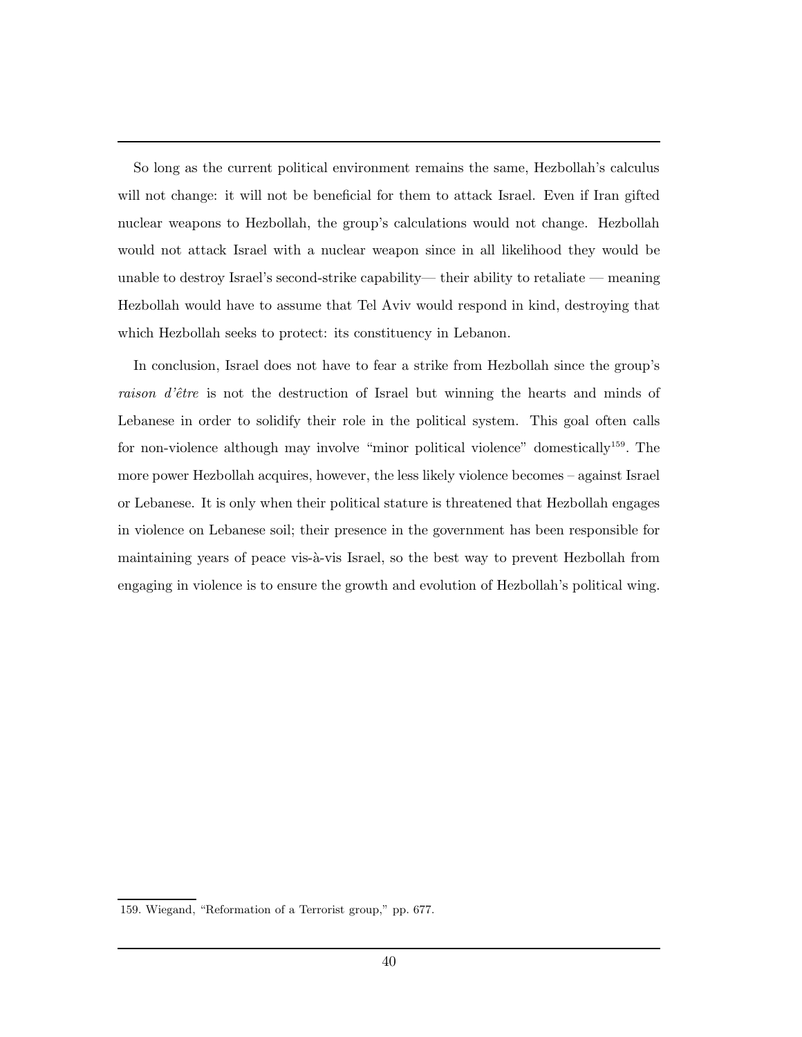So long as the current political environment remains the same, Hezbollah's calculus will not change: it will not be beneficial for them to attack Israel. Even if Iran gifted nuclear weapons to Hezbollah, the group's calculations would not change. Hezbollah would not attack Israel with a nuclear weapon since in all likelihood they would be unable to destroy Israel's second-strike capability— their ability to retaliate — meaning Hezbollah would have to assume that Tel Aviv would respond in kind, destroying that which Hezbollah seeks to protect: its constituency in Lebanon.

In conclusion, Israel does not have to fear a strike from Hezbollah since the group's *raison d'être* is not the destruction of Israel but winning the hearts and minds of Lebanese in order to solidify their role in the political system. This goal often calls for non-violence although may involve "minor political violence" domestically[159]. The more power Hezbollah acquires, however, the less likely violence becomes – against Israel or Lebanese. It is only when their political stature is threatened that Hezbollah engages in violence on Lebanese soil; their presence in the government has been responsible for maintaining years of peace vis-à-vis Israel, so the best way to prevent Hezbollah from engaging in violence is to ensure the growth and evolution of Hezbollah's political wing.

159. Wiegand, "Reformation of a Terrorist group," pp. 677.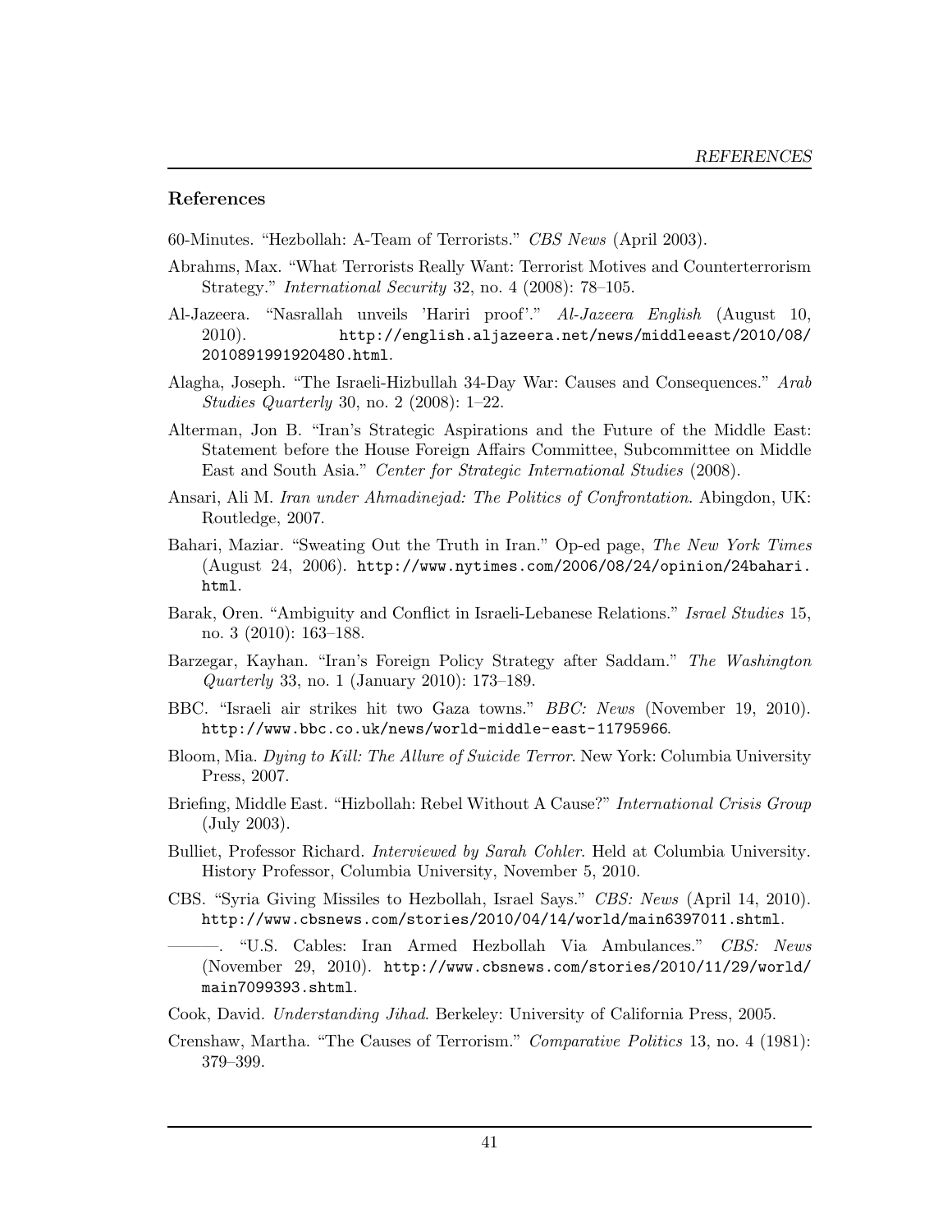## References

60-Minutes. "Hezbollah: A-Team of Terrorists." *CBS News* (April 2003).

Abrahms, Max. "What Terrorists Really Want: Terrorist Motives and Counterterrorism Strategy." *International Security* 32, no. 4 (2008): 78–105.

Al-Jazeera. "Nasrallah unveils 'Hariri proof'." *Al-Jazeera English* (August 10, 2010). http://english.aljazeera.net/news/middleeast/2010/08/2010891991920480.html.

Alagha, Joseph. "The Israeli-Hizbullah 34-Day War: Causes and Consequences." *Arab Studies Quarterly* 30, no. 2 (2008): 1–22.

Alterman, Jon B. "Iran's Strategic Aspirations and the Future of the Middle East: Statement before the House Foreign Affairs Committee, Subcommittee on Middle East and South Asia." *Center for Strategic International Studies* (2008).

Ansari, Ali M. *Iran under Ahmadinejad: The Politics of Confrontation*. Abingdon, UK: Routledge, 2007.

Bahari, Maziar. "Sweating Out the Truth in Iran." Op-ed page, *The New York Times* (August 24, 2006). http://www.nytimes.com/2006/08/24/opinion/24bahari.html.

Barak, Oren. "Ambiguity and Conflict in Israeli-Lebanese Relations." *Israel Studies* 15, no. 3 (2010): 163–188.

Barzegar, Kayhan. "Iran's Foreign Policy Strategy after Saddam." *The Washington Quarterly* 33, no. 1 (January 2010): 173–189.

BBC. "Israeli air strikes hit two Gaza towns." *BBC: News* (November 19, 2010). http://www.bbc.co.uk/news/world-middle-east-11795966.

Bloom, Mia. *Dying to Kill: The Allure of Suicide Terror*. New York: Columbia University Press, 2007.

Briefing, Middle East. "Hizbollah: Rebel Without A Cause?" *International Crisis Group* (July 2003).

Bulliet, Professor Richard. *Interviewed by Sarah Cohler*. Held at Columbia University. History Professor, Columbia University, November 5, 2010.

CBS. "Syria Giving Missiles to Hezbollah, Israel Says." *CBS: News* (April 14, 2010). http://www.cbsnews.com/stories/2010/04/14/world/main6397011.shtml.

———. "U.S. Cables: Iran Armed Hezbollah Via Ambulances." *CBS: News* (November 29, 2010). http://www.cbsnews.com/stories/2010/11/29/world/main7099393.shtml.

Cook, David. *Understanding Jihad*. Berkeley: University of California Press, 2005.

Crenshaw, Martha. "The Causes of Terrorism." *Comparative Politics* 13, no. 4 (1981): 379–399.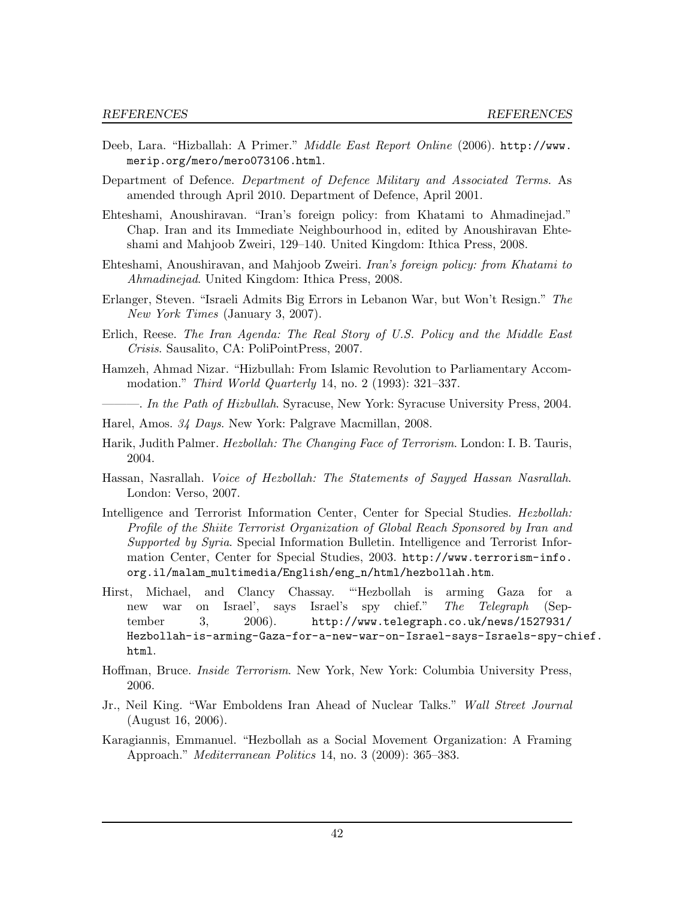Deeb, Lara. "Hizballah: A Primer." *Middle East Report Online* (2006). http://www.merip.org/mero/mero073106.html.

Department of Defence. *Department of Defence Military and Associated Terms*. As amended through April 2010. Department of Defence, April 2001.

Ehteshami, Anoushiravan. "Iran's foreign policy: from Khatami to Ahmadinejad." Chap. Iran and its Immediate Neighbourhood in, edited by Anoushiravan Ehteshami and Mahjoob Zweiri, 129–140. United Kingdom: Ithica Press, 2008.

Ehteshami, Anoushiravan, and Mahjoob Zweiri. *Iran's foreign policy: from Khatami to Ahmadinejad*. United Kingdom: Ithica Press, 2008.

Erlanger, Steven. "Israeli Admits Big Errors in Lebanon War, but Won't Resign." *The New York Times* (January 3, 2007).

Erlich, Reese. *The Iran Agenda: The Real Story of U.S. Policy and the Middle East Crisis*. Sausalito, CA: PoliPointPress, 2007.

Hamzeh, Ahmad Nizar. "Hizbullah: From Islamic Revolution to Parliamentary Accommodation." *Third World Quarterly* 14, no. 2 (1993): 321–337.

———. *In the Path of Hizbullah*. Syracuse, New York: Syracuse University Press, 2004.

Harel, Amos. *34 Days*. New York: Palgrave Macmillan, 2008.

Harik, Judith Palmer. *Hezbollah: The Changing Face of Terrorism*. London: I. B. Tauris, 2004.

Hassan, Nasrallah. *Voice of Hezbollah: The Statements of Sayyed Hassan Nasrallah*. London: Verso, 2007.

Intelligence and Terrorist Information Center, Center for Special Studies. *Hezbollah: Profile of the Shiite Terrorist Organization of Global Reach Sponsored by Iran and Supported by Syria*. Special Information Bulletin. Intelligence and Terrorist Information Center, Center for Special Studies, 2003. http://www.terrorism-info.org.il/malam_multimedia/English/eng_n/html/hezbollah.htm.

Hirst, Michael, and Clancy Chassay. "'Hezbollah is arming Gaza for a new war on Israel', says Israel's spy chief." *The Telegraph* (September 3, 2006). http://www.telegraph.co.uk/news/1527931/Hezbollah-is-arming-Gaza-for-a-new-war-on-Israel-says-Israels-spy-chief.html.

Hoffman, Bruce. *Inside Terrorism*. New York, New York: Columbia University Press, 2006.

Jr., Neil King. "War Emboldens Iran Ahead of Nuclear Talks." *Wall Street Journal* (August 16, 2006).

Karagiannis, Emmanuel. "Hezbollah as a Social Movement Organization: A Framing Approach." *Mediterranean Politics* 14, no. 3 (2009): 365–383.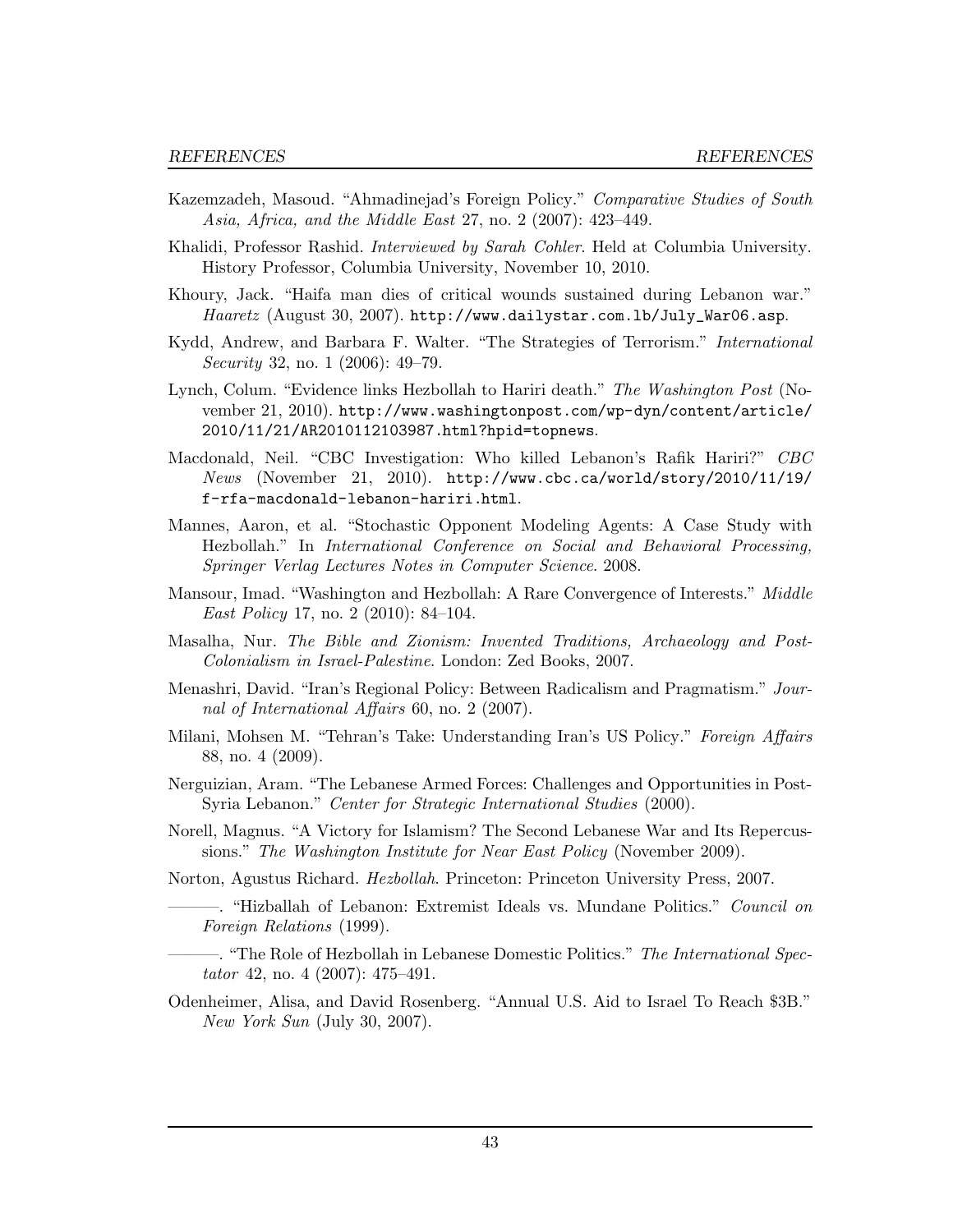Kazemzadeh, Masoud. "Ahmadinejad's Foreign Policy." *Comparative Studies of South Asia, Africa, and the Middle East* 27, no. 2 (2007): 423–449.

Khalidi, Professor Rashid. *Interviewed by Sarah Cohler*. Held at Columbia University. History Professor, Columbia University, November 10, 2010.

Khoury, Jack. "Haifa man dies of critical wounds sustained during Lebanon war." *Haaretz* (August 30, 2007). `http://www.dailystar.com.lb/July_War06.asp`.

Kydd, Andrew, and Barbara F. Walter. "The Strategies of Terrorism." *International Security* 32, no. 1 (2006): 49–79.

Lynch, Colum. "Evidence links Hezbollah to Hariri death." *The Washington Post* (November 21, 2010). `http://www.washingtonpost.com/wp-dyn/content/article/2010/11/21/AR2010112103987.html?hpid=topnews`.

Macdonald, Neil. "CBC Investigation: Who killed Lebanon's Rafik Hariri?" *CBC News* (November 21, 2010). `http://www.cbc.ca/world/story/2010/11/19/f-rfa-macdonald-lebanon-hariri.html`.

Mannes, Aaron, et al. "Stochastic Opponent Modeling Agents: A Case Study with Hezbollah." In *International Conference on Social and Behavioral Processing, Springer Verlag Lectures Notes in Computer Science*. 2008.

Mansour, Imad. "Washington and Hezbollah: A Rare Convergence of Interests." *Middle East Policy* 17, no. 2 (2010): 84–104.

Masalha, Nur. *The Bible and Zionism: Invented Traditions, Archaeology and Post-Colonialism in Israel-Palestine*. London: Zed Books, 2007.

Menashri, David. "Iran's Regional Policy: Between Radicalism and Pragmatism." *Journal of International Affairs* 60, no. 2 (2007).

Milani, Mohsen M. "Tehran's Take: Understanding Iran's US Policy." *Foreign Affairs* 88, no. 4 (2009).

Nerguizian, Aram. "The Lebanese Armed Forces: Challenges and Opportunities in Post-Syria Lebanon." *Center for Strategic International Studies* (2000).

Norell, Magnus. "A Victory for Islamism? The Second Lebanese War and Its Repercussions." *The Washington Institute for Near East Policy* (November 2009).

Norton, Agustus Richard. *Hezbollah*. Princeton: Princeton University Press, 2007.

———. "Hizballah of Lebanon: Extremist Ideals vs. Mundane Politics." *Council on Foreign Relations* (1999).

———. "The Role of Hezbollah in Lebanese Domestic Politics." *The International Spectator* 42, no. 4 (2007): 475–491.

Odenheimer, Alisa, and David Rosenberg. "Annual U.S. Aid to Israel To Reach $3B." *New York Sun* (July 30, 2007).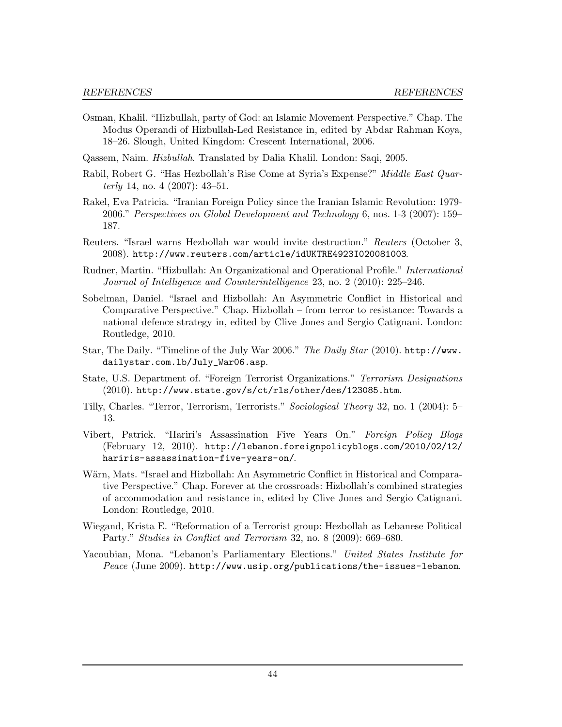Osman, Khalil. "Hizbullah, party of God: an Islamic Movement Perspective." Chap. The Modus Operandi of Hizbullah-Led Resistance in, edited by Abdar Rahman Koya, 18–26. Slough, United Kingdom: Crescent International, 2006.

Qassem, Naim. *Hizbullah*. Translated by Dalia Khalil. London: Saqi, 2005.

Rabil, Robert G. "Has Hezbollah's Rise Come at Syria's Expense?" *Middle East Quarterly* 14, no. 4 (2007): 43–51.

Rakel, Eva Patricia. "Iranian Foreign Policy since the Iranian Islamic Revolution: 1979-2006." *Perspectives on Global Development and Technology* 6, nos. 1-3 (2007): 159–187.

Reuters. "Israel warns Hezbollah war would invite destruction." *Reuters* (October 3, 2008). http://www.reuters.com/article/idUKTRE4923I020081003.

Rudner, Martin. "Hizbullah: An Organizational and Operational Profile." *International Journal of Intelligence and Counterintelligence* 23, no. 2 (2010): 225–246.

Sobelman, Daniel. "Israel and Hizbollah: An Asymmetric Conflict in Historical and Comparative Perspective." Chap. Hizbollah – from terror to resistance: Towards a national defence strategy in, edited by Clive Jones and Sergio Catignani. London: Routledge, 2010.

Star, The Daily. "Timeline of the July War 2006." *The Daily Star* (2010). http://www.dailystar.com.lb/July_War06.asp.

State, U.S. Department of. "Foreign Terrorist Organizations." *Terrorism Designations* (2010). http://www.state.gov/s/ct/rls/other/des/123085.htm.

Tilly, Charles. "Terror, Terrorism, Terrorists." *Sociological Theory* 32, no. 1 (2004): 5–13.

Vibert, Patrick. "Hariri's Assassination Five Years On." *Foreign Policy Blogs* (February 12, 2010). http://lebanon.foreignpolicyblogs.com/2010/02/12/hariris-assassination-five-years-on/.

Wärn, Mats. "Israel and Hizbollah: An Asymmetric Conflict in Historical and Comparative Perspective." Chap. Forever at the crossroads: Hizbollah's combined strategies of accommodation and resistance in, edited by Clive Jones and Sergio Catignani. London: Routledge, 2010.

Wiegand, Krista E. "Reformation of a Terrorist group: Hezbollah as Lebanese Political Party." *Studies in Conflict and Terrorism* 32, no. 8 (2009): 669–680.

Yacoubian, Mona. "Lebanon's Parliamentary Elections." *United States Institute for Peace* (June 2009). http://www.usip.org/publications/the-issues-lebanon.